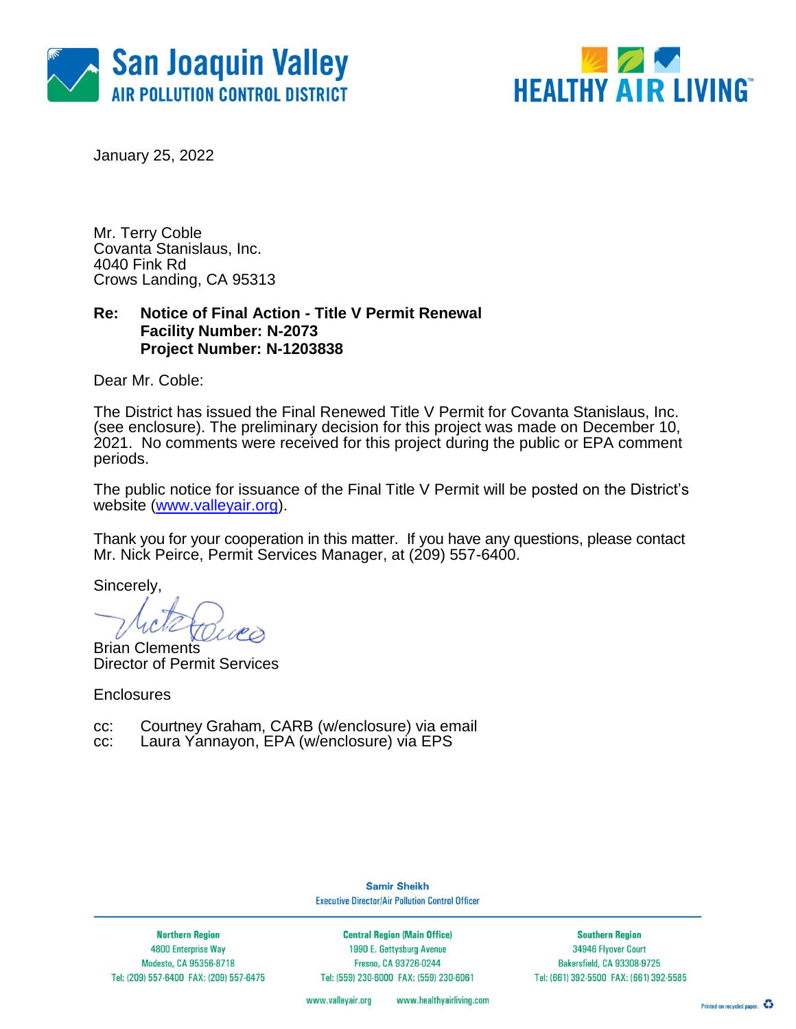San Joaquin Valley
AIR POLLUTION CONTROL DISTRICT

HEALTHY AIR LIVING™

January 25, 2022

Mr. Terry Coble
Covanta Stanislaus, Inc.
4040 Fink Rd
Crows Landing, CA 95313

**Re: Notice of Final Action - Title V Permit Renewal**
**Facility Number: N-2073**
**Project Number: N-1203838**

Dear Mr. Coble:

The District has issued the Final Renewed Title V Permit for Covanta Stanislaus, Inc. (see enclosure). The preliminary decision for this project was made on December 10, 2021. No comments were received for this project during the public or EPA comment periods.

The public notice for issuance of the Final Title V Permit will be posted on the District's website (www.valleyair.org).

Thank you for your cooperation in this matter. If you have any questions, please contact Mr. Nick Peirce, Permit Services Manager, at (209) 557-6400.

Sincerely,

Brian Clements
Director of Permit Services

Enclosures

cc: Courtney Graham, CARB (w/enclosure) via email
cc: Laura Yannayon, EPA (w/enclosure) via EPS

Samir Sheikh
Executive Director/Air Pollution Control Officer

| Northern Region | Central Region (Main Office) | Southern Region |
| --- | --- | --- |
| 4800 Enterprise Way | 1990 E. Gettysburg Avenue | 34946 Flyover Court |
| Modesto, CA 95356-8718 | Fresno, CA 93726-0244 | Bakersfield, CA 93308-9725 |
| Tel: (209) 557-6400 FAX: (209) 557-6475 | Tel: (559) 230-6000 FAX: (559) 230-6061 | Tel: (661) 392-5500 FAX: (661) 392-5585 |

www.valleyair.org www.healthyairliving.com

Printed on recycled paper.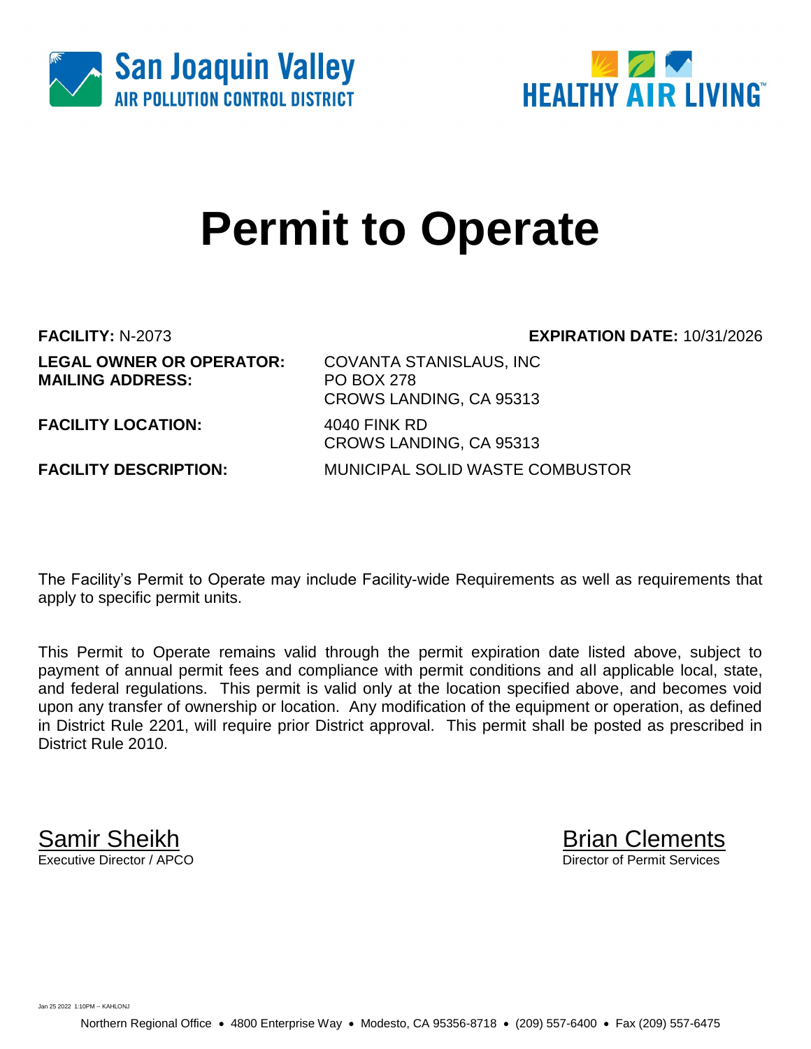San Joaquin Valley
AIR POLLUTION CONTROL DISTRICT

HEALTHY AIR LIVING™

# Permit to Operate

**FACILITY:** N-2073 **EXPIRATION DATE:** 10/31/2026

**LEGAL OWNER OR OPERATOR:** COVANTA STANISLAUS, INC
**MAILING ADDRESS:** PO BOX 278
CROWS LANDING, CA 95313

**FACILITY LOCATION:** 4040 FINK RD
CROWS LANDING, CA 95313

**FACILITY DESCRIPTION:** MUNICIPAL SOLID WASTE COMBUSTOR

The Facility's Permit to Operate may include Facility-wide Requirements as well as requirements that apply to specific permit units.

This Permit to Operate remains valid through the permit expiration date listed above, subject to payment of annual permit fees and compliance with permit conditions and all applicable local, state, and federal regulations. This permit is valid only at the location specified above, and becomes void upon any transfer of ownership or location. Any modification of the equipment or operation, as defined in District Rule 2201, will require prior District approval. This permit shall be posted as prescribed in District Rule 2010.

Samir Sheikh
Executive Director / APCO

Brian Clements
Director of Permit Services

Jan 25 2022 1:10PM -- KAHLONJ

Northern Regional Office • 4800 Enterprise Way • Modesto, CA 95356-8718 • (209) 557-6400 • Fax (209) 557-6475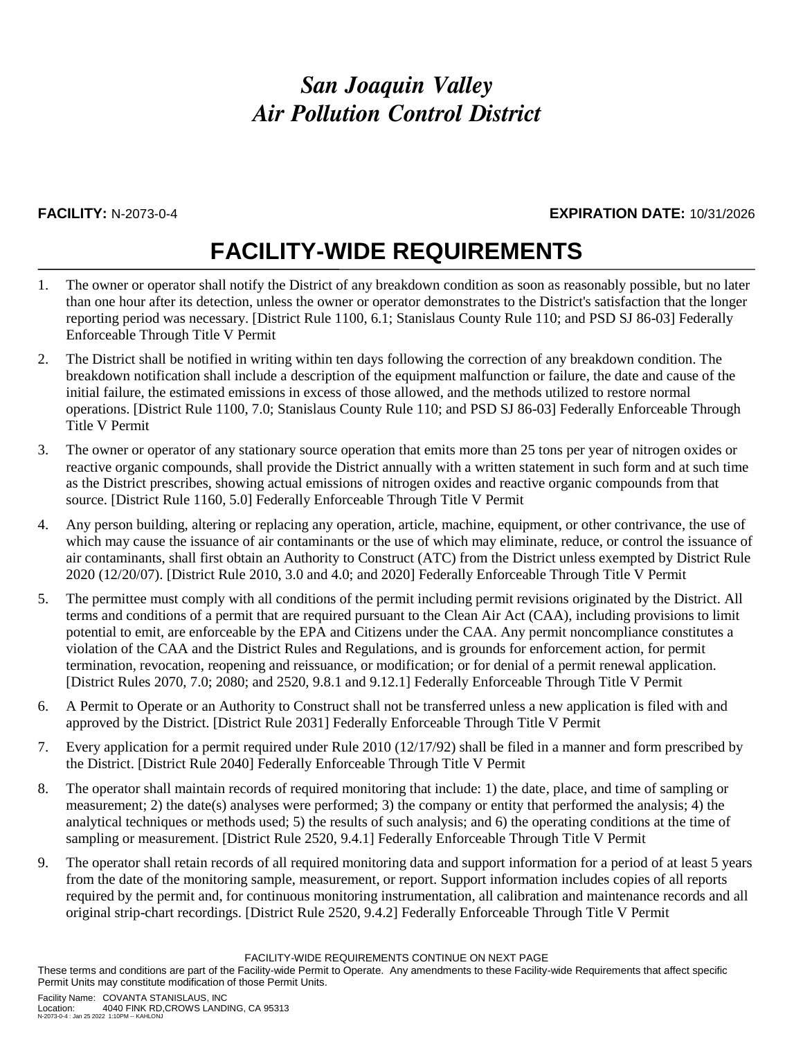# *San Joaquin Valley*
# *Air Pollution Control District*

**FACILITY:** N-2073-0-4 **EXPIRATION DATE:** 10/31/2026

## FACILITY-WIDE REQUIREMENTS

1. The owner or operator shall notify the District of any breakdown condition as soon as reasonably possible, but no later than one hour after its detection, unless the owner or operator demonstrates to the District's satisfaction that the longer reporting period was necessary. [District Rule 1100, 6.1; Stanislaus County Rule 110; and PSD SJ 86-03] Federally Enforceable Through Title V Permit

2. The District shall be notified in writing within ten days following the correction of any breakdown condition. The breakdown notification shall include a description of the equipment malfunction or failure, the date and cause of the initial failure, the estimated emissions in excess of those allowed, and the methods utilized to restore normal operations. [District Rule 1100, 7.0; Stanislaus County Rule 110; and PSD SJ 86-03] Federally Enforceable Through Title V Permit

3. The owner or operator of any stationary source operation that emits more than 25 tons per year of nitrogen oxides or reactive organic compounds, shall provide the District annually with a written statement in such form and at such time as the District prescribes, showing actual emissions of nitrogen oxides and reactive organic compounds from that source. [District Rule 1160, 5.0] Federally Enforceable Through Title V Permit

4. Any person building, altering or replacing any operation, article, machine, equipment, or other contrivance, the use of which may cause the issuance of air contaminants or the use of which may eliminate, reduce, or control the issuance of air contaminants, shall first obtain an Authority to Construct (ATC) from the District unless exempted by District Rule 2020 (12/20/07). [District Rule 2010, 3.0 and 4.0; and 2020] Federally Enforceable Through Title V Permit

5. The permittee must comply with all conditions of the permit including permit revisions originated by the District. All terms and conditions of a permit that are required pursuant to the Clean Air Act (CAA), including provisions to limit potential to emit, are enforceable by the EPA and Citizens under the CAA. Any permit noncompliance constitutes a violation of the CAA and the District Rules and Regulations, and is grounds for enforcement action, for permit termination, revocation, reopening and reissuance, or modification; or for denial of a permit renewal application. [District Rules 2070, 7.0; 2080; and 2520, 9.8.1 and 9.12.1] Federally Enforceable Through Title V Permit

6. A Permit to Operate or an Authority to Construct shall not be transferred unless a new application is filed with and approved by the District. [District Rule 2031] Federally Enforceable Through Title V Permit

7. Every application for a permit required under Rule 2010 (12/17/92) shall be filed in a manner and form prescribed by the District. [District Rule 2040] Federally Enforceable Through Title V Permit

8. The operator shall maintain records of required monitoring that include: 1) the date, place, and time of sampling or measurement; 2) the date(s) analyses were performed; 3) the company or entity that performed the analysis; 4) the analytical techniques or methods used; 5) the results of such analysis; and 6) the operating conditions at the time of sampling or measurement. [District Rule 2520, 9.4.1] Federally Enforceable Through Title V Permit

9. The operator shall retain records of all required monitoring data and support information for a period of at least 5 years from the date of the monitoring sample, measurement, or report. Support information includes copies of all reports required by the permit and, for continuous monitoring instrumentation, all calibration and maintenance records and all original strip-chart recordings. [District Rule 2520, 9.4.2] Federally Enforceable Through Title V Permit

FACILITY-WIDE REQUIREMENTS CONTINUE ON NEXT PAGE

These terms and conditions are part of the Facility-wide Permit to Operate. Any amendments to these Facility-wide Requirements that affect specific Permit Units may constitute modification of those Permit Units.

Facility Name: COVANTA STANISLAUS, INC
Location: 4040 FINK RD,CROWS LANDING, CA 95313
N-2073-0-4 : Jan 25 2022 1:10PM -- KAHLONJ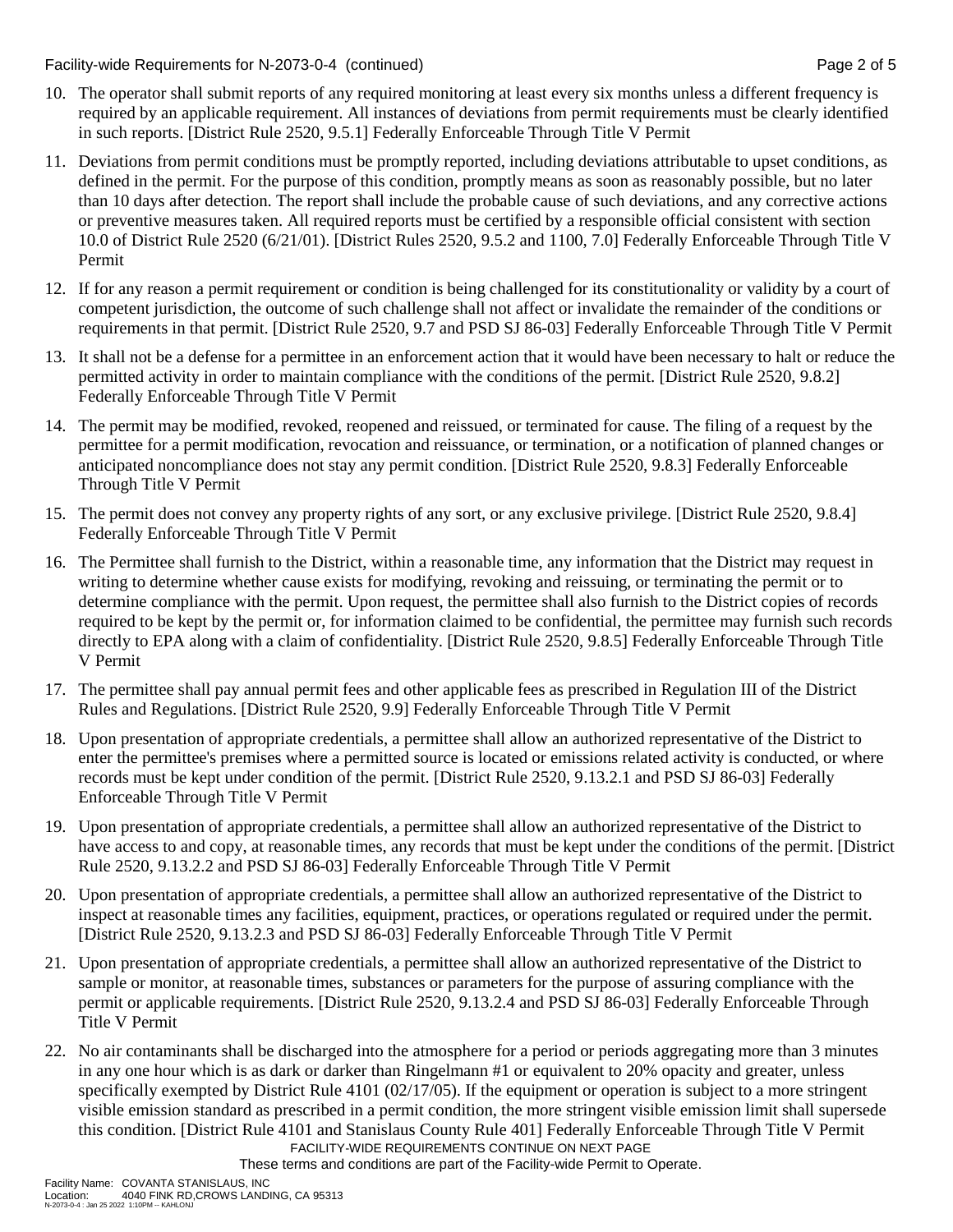10. The operator shall submit reports of any required monitoring at least every six months unless a different frequency is required by an applicable requirement. All instances of deviations from permit requirements must be clearly identified in such reports. [District Rule 2520, 9.5.1] Federally Enforceable Through Title V Permit

11. Deviations from permit conditions must be promptly reported, including deviations attributable to upset conditions, as defined in the permit. For the purpose of this condition, promptly means as soon as reasonably possible, but no later than 10 days after detection. The report shall include the probable cause of such deviations, and any corrective actions or preventive measures taken. All required reports must be certified by a responsible official consistent with section 10.0 of District Rule 2520 (6/21/01). [District Rules 2520, 9.5.2 and 1100, 7.0] Federally Enforceable Through Title V Permit

12. If for any reason a permit requirement or condition is being challenged for its constitutionality or validity by a court of competent jurisdiction, the outcome of such challenge shall not affect or invalidate the remainder of the conditions or requirements in that permit. [District Rule 2520, 9.7 and PSD SJ 86-03] Federally Enforceable Through Title V Permit

13. It shall not be a defense for a permittee in an enforcement action that it would have been necessary to halt or reduce the permitted activity in order to maintain compliance with the conditions of the permit. [District Rule 2520, 9.8.2] Federally Enforceable Through Title V Permit

14. The permit may be modified, revoked, reopened and reissued, or terminated for cause. The filing of a request by the permittee for a permit modification, revocation and reissuance, or termination, or a notification of planned changes or anticipated noncompliance does not stay any permit condition. [District Rule 2520, 9.8.3] Federally Enforceable Through Title V Permit

15. The permit does not convey any property rights of any sort, or any exclusive privilege. [District Rule 2520, 9.8.4] Federally Enforceable Through Title V Permit

16. The Permittee shall furnish to the District, within a reasonable time, any information that the District may request in writing to determine whether cause exists for modifying, revoking and reissuing, or terminating the permit or to determine compliance with the permit. Upon request, the permittee shall also furnish to the District copies of records required to be kept by the permit or, for information claimed to be confidential, the permittee may furnish such records directly to EPA along with a claim of confidentiality. [District Rule 2520, 9.8.5] Federally Enforceable Through Title V Permit

17. The permittee shall pay annual permit fees and other applicable fees as prescribed in Regulation III of the District Rules and Regulations. [District Rule 2520, 9.9] Federally Enforceable Through Title V Permit

18. Upon presentation of appropriate credentials, a permittee shall allow an authorized representative of the District to enter the permittee's premises where a permitted source is located or emissions related activity is conducted, or where records must be kept under condition of the permit. [District Rule 2520, 9.13.2.1 and PSD SJ 86-03] Federally Enforceable Through Title V Permit

19. Upon presentation of appropriate credentials, a permittee shall allow an authorized representative of the District to have access to and copy, at reasonable times, any records that must be kept under the conditions of the permit. [District Rule 2520, 9.13.2.2 and PSD SJ 86-03] Federally Enforceable Through Title V Permit

20. Upon presentation of appropriate credentials, a permittee shall allow an authorized representative of the District to inspect at reasonable times any facilities, equipment, practices, or operations regulated or required under the permit. [District Rule 2520, 9.13.2.3 and PSD SJ 86-03] Federally Enforceable Through Title V Permit

21. Upon presentation of appropriate credentials, a permittee shall allow an authorized representative of the District to sample or monitor, at reasonable times, substances or parameters for the purpose of assuring compliance with the permit or applicable requirements. [District Rule 2520, 9.13.2.4 and PSD SJ 86-03] Federally Enforceable Through Title V Permit

22. No air contaminants shall be discharged into the atmosphere for a period or periods aggregating more than 3 minutes in any one hour which is as dark or darker than Ringelmann #1 or equivalent to 20% opacity and greater, unless specifically exempted by District Rule 4101 (02/17/05). If the equipment or operation is subject to a more stringent visible emission standard as prescribed in a permit condition, the more stringent visible emission limit shall supersede this condition. [District Rule 4101 and Stanislaus County Rule 401] Federally Enforceable Through Title V Permit

FACILITY-WIDE REQUIREMENTS CONTINUE ON NEXT PAGE

These terms and conditions are part of the Facility-wide Permit to Operate.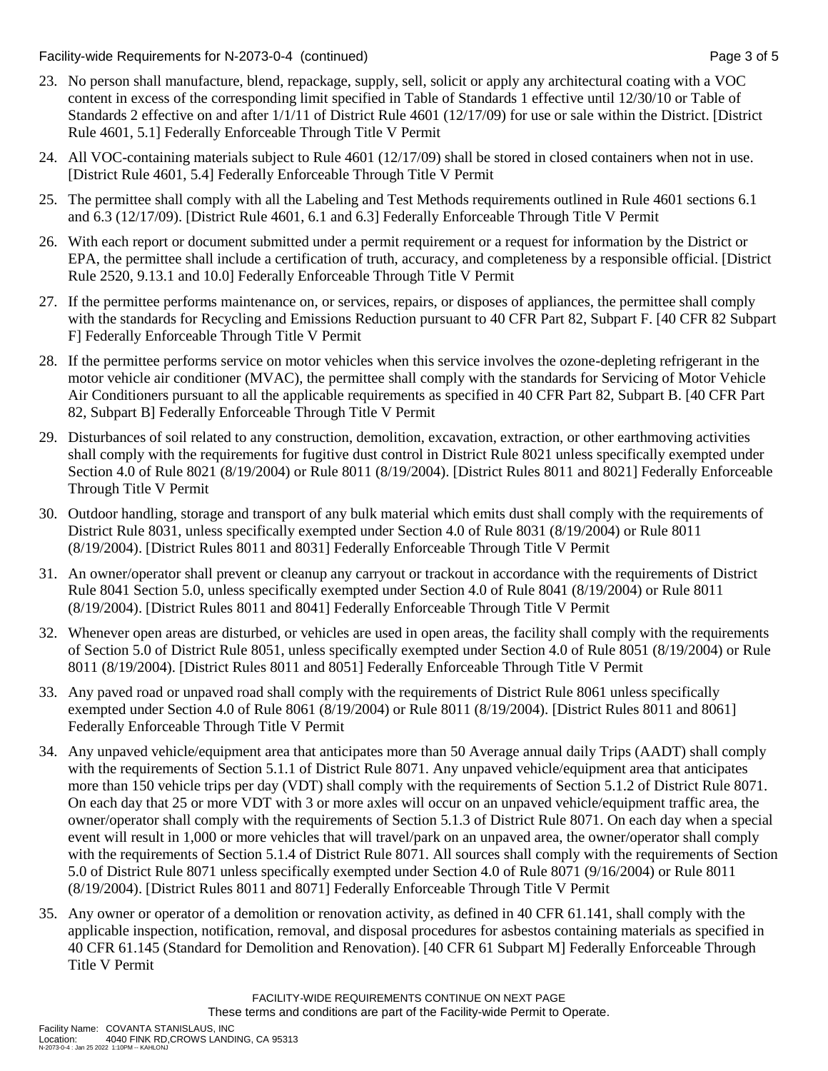23. No person shall manufacture, blend, repackage, supply, sell, solicit or apply any architectural coating with a VOC content in excess of the corresponding limit specified in Table of Standards 1 effective until 12/30/10 or Table of Standards 2 effective on and after 1/1/11 of District Rule 4601 (12/17/09) for use or sale within the District. [District Rule 4601, 5.1] Federally Enforceable Through Title V Permit

24. All VOC-containing materials subject to Rule 4601 (12/17/09) shall be stored in closed containers when not in use. [District Rule 4601, 5.4] Federally Enforceable Through Title V Permit

25. The permittee shall comply with all the Labeling and Test Methods requirements outlined in Rule 4601 sections 6.1 and 6.3 (12/17/09). [District Rule 4601, 6.1 and 6.3] Federally Enforceable Through Title V Permit

26. With each report or document submitted under a permit requirement or a request for information by the District or EPA, the permittee shall include a certification of truth, accuracy, and completeness by a responsible official. [District Rule 2520, 9.13.1 and 10.0] Federally Enforceable Through Title V Permit

27. If the permittee performs maintenance on, or services, repairs, or disposes of appliances, the permittee shall comply with the standards for Recycling and Emissions Reduction pursuant to 40 CFR Part 82, Subpart F. [40 CFR 82 Subpart F] Federally Enforceable Through Title V Permit

28. If the permittee performs service on motor vehicles when this service involves the ozone-depleting refrigerant in the motor vehicle air conditioner (MVAC), the permittee shall comply with the standards for Servicing of Motor Vehicle Air Conditioners pursuant to all the applicable requirements as specified in 40 CFR Part 82, Subpart B. [40 CFR Part 82, Subpart B] Federally Enforceable Through Title V Permit

29. Disturbances of soil related to any construction, demolition, excavation, extraction, or other earthmoving activities shall comply with the requirements for fugitive dust control in District Rule 8021 unless specifically exempted under Section 4.0 of Rule 8021 (8/19/2004) or Rule 8011 (8/19/2004). [District Rules 8011 and 8021] Federally Enforceable Through Title V Permit

30. Outdoor handling, storage and transport of any bulk material which emits dust shall comply with the requirements of District Rule 8031, unless specifically exempted under Section 4.0 of Rule 8031 (8/19/2004) or Rule 8011 (8/19/2004). [District Rules 8011 and 8031] Federally Enforceable Through Title V Permit

31. An owner/operator shall prevent or cleanup any carryout or trackout in accordance with the requirements of District Rule 8041 Section 5.0, unless specifically exempted under Section 4.0 of Rule 8041 (8/19/2004) or Rule 8011 (8/19/2004). [District Rules 8011 and 8041] Federally Enforceable Through Title V Permit

32. Whenever open areas are disturbed, or vehicles are used in open areas, the facility shall comply with the requirements of Section 5.0 of District Rule 8051, unless specifically exempted under Section 4.0 of Rule 8051 (8/19/2004) or Rule 8011 (8/19/2004). [District Rules 8011 and 8051] Federally Enforceable Through Title V Permit

33. Any paved road or unpaved road shall comply with the requirements of District Rule 8061 unless specifically exempted under Section 4.0 of Rule 8061 (8/19/2004) or Rule 8011 (8/19/2004). [District Rules 8011 and 8061] Federally Enforceable Through Title V Permit

34. Any unpaved vehicle/equipment area that anticipates more than 50 Average annual daily Trips (AADT) shall comply with the requirements of Section 5.1.1 of District Rule 8071. Any unpaved vehicle/equipment area that anticipates more than 150 vehicle trips per day (VDT) shall comply with the requirements of Section 5.1.2 of District Rule 8071. On each day that 25 or more VDT with 3 or more axles will occur on an unpaved vehicle/equipment traffic area, the owner/operator shall comply with the requirements of Section 5.1.3 of District Rule 8071. On each day when a special event will result in 1,000 or more vehicles that will travel/park on an unpaved area, the owner/operator shall comply with the requirements of Section 5.1.4 of District Rule 8071. All sources shall comply with the requirements of Section 5.0 of District Rule 8071 unless specifically exempted under Section 4.0 of Rule 8071 (9/16/2004) or Rule 8011 (8/19/2004). [District Rules 8011 and 8071] Federally Enforceable Through Title V Permit

35. Any owner or operator of a demolition or renovation activity, as defined in 40 CFR 61.141, shall comply with the applicable inspection, notification, removal, and disposal procedures for asbestos containing materials as specified in 40 CFR 61.145 (Standard for Demolition and Renovation). [40 CFR 61 Subpart M] Federally Enforceable Through Title V Permit

FACILITY-WIDE REQUIREMENTS CONTINUE ON NEXT PAGE

These terms and conditions are part of the Facility-wide Permit to Operate.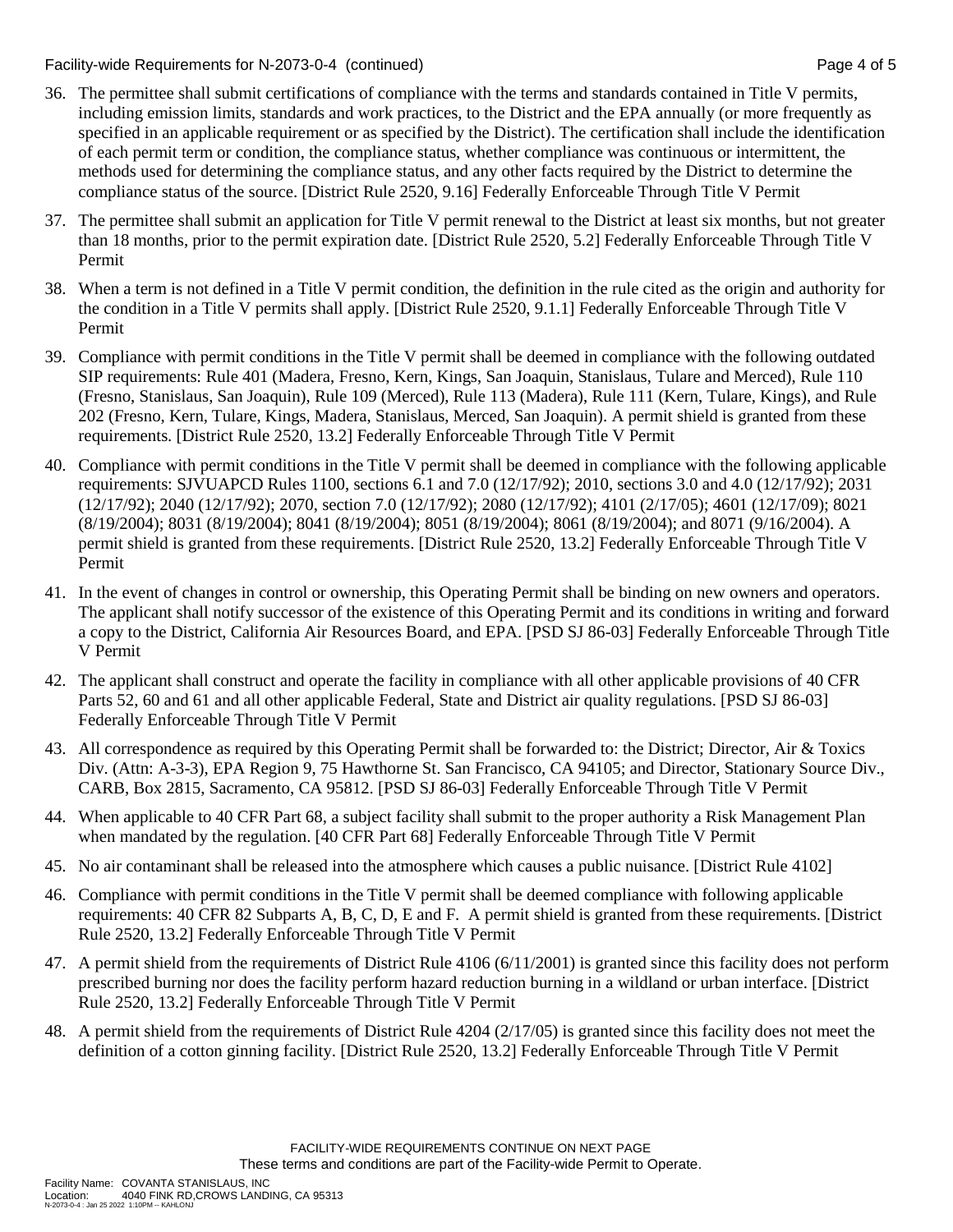36. The permittee shall submit certifications of compliance with the terms and standards contained in Title V permits, including emission limits, standards and work practices, to the District and the EPA annually (or more frequently as specified in an applicable requirement or as specified by the District). The certification shall include the identification of each permit term or condition, the compliance status, whether compliance was continuous or intermittent, the methods used for determining the compliance status, and any other facts required by the District to determine the compliance status of the source. [District Rule 2520, 9.16] Federally Enforceable Through Title V Permit

37. The permittee shall submit an application for Title V permit renewal to the District at least six months, but not greater than 18 months, prior to the permit expiration date. [District Rule 2520, 5.2] Federally Enforceable Through Title V Permit

38. When a term is not defined in a Title V permit condition, the definition in the rule cited as the origin and authority for the condition in a Title V permits shall apply. [District Rule 2520, 9.1.1] Federally Enforceable Through Title V Permit

39. Compliance with permit conditions in the Title V permit shall be deemed in compliance with the following outdated SIP requirements: Rule 401 (Madera, Fresno, Kern, Kings, San Joaquin, Stanislaus, Tulare and Merced), Rule 110 (Fresno, Stanislaus, San Joaquin), Rule 109 (Merced), Rule 113 (Madera), Rule 111 (Kern, Tulare, Kings), and Rule 202 (Fresno, Kern, Tulare, Kings, Madera, Stanislaus, Merced, San Joaquin). A permit shield is granted from these requirements. [District Rule 2520, 13.2] Federally Enforceable Through Title V Permit

40. Compliance with permit conditions in the Title V permit shall be deemed in compliance with the following applicable requirements: SJVUAPCD Rules 1100, sections 6.1 and 7.0 (12/17/92); 2010, sections 3.0 and 4.0 (12/17/92); 2031 (12/17/92); 2040 (12/17/92); 2070, section 7.0 (12/17/92); 2080 (12/17/92); 4101 (2/17/05); 4601 (12/17/09); 8021 (8/19/2004); 8031 (8/19/2004); 8041 (8/19/2004); 8051 (8/19/2004); 8061 (8/19/2004); and 8071 (9/16/2004). A permit shield is granted from these requirements. [District Rule 2520, 13.2] Federally Enforceable Through Title V Permit

41. In the event of changes in control or ownership, this Operating Permit shall be binding on new owners and operators. The applicant shall notify successor of the existence of this Operating Permit and its conditions in writing and forward a copy to the District, California Air Resources Board, and EPA. [PSD SJ 86-03] Federally Enforceable Through Title V Permit

42. The applicant shall construct and operate the facility in compliance with all other applicable provisions of 40 CFR Parts 52, 60 and 61 and all other applicable Federal, State and District air quality regulations. [PSD SJ 86-03] Federally Enforceable Through Title V Permit

43. All correspondence as required by this Operating Permit shall be forwarded to: the District; Director, Air & Toxics Div. (Attn: A-3-3), EPA Region 9, 75 Hawthorne St. San Francisco, CA 94105; and Director, Stationary Source Div., CARB, Box 2815, Sacramento, CA 95812. [PSD SJ 86-03] Federally Enforceable Through Title V Permit

44. When applicable to 40 CFR Part 68, a subject facility shall submit to the proper authority a Risk Management Plan when mandated by the regulation. [40 CFR Part 68] Federally Enforceable Through Title V Permit

45. No air contaminant shall be released into the atmosphere which causes a public nuisance. [District Rule 4102]

46. Compliance with permit conditions in the Title V permit shall be deemed compliance with following applicable requirements: 40 CFR 82 Subparts A, B, C, D, E and F. A permit shield is granted from these requirements. [District Rule 2520, 13.2] Federally Enforceable Through Title V Permit

47. A permit shield from the requirements of District Rule 4106 (6/11/2001) is granted since this facility does not perform prescribed burning nor does the facility perform hazard reduction burning in a wildland or urban interface. [District Rule 2520, 13.2] Federally Enforceable Through Title V Permit

48. A permit shield from the requirements of District Rule 4204 (2/17/05) is granted since this facility does not meet the definition of a cotton ginning facility. [District Rule 2520, 13.2] Federally Enforceable Through Title V Permit

FACILITY-WIDE REQUIREMENTS CONTINUE ON NEXT PAGE

These terms and conditions are part of the Facility-wide Permit to Operate.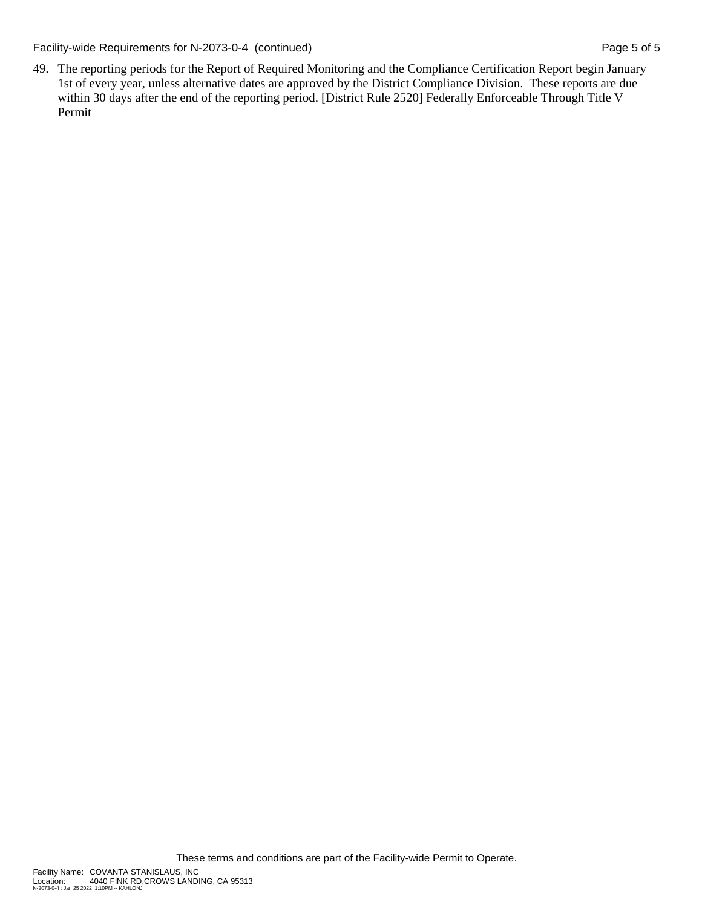49. The reporting periods for the Report of Required Monitoring and the Compliance Certification Report begin January 1st of every year, unless alternative dates are approved by the District Compliance Division. These reports are due within 30 days after the end of the reporting period. [District Rule 2520] Federally Enforceable Through Title V Permit

These terms and conditions are part of the Facility-wide Permit to Operate.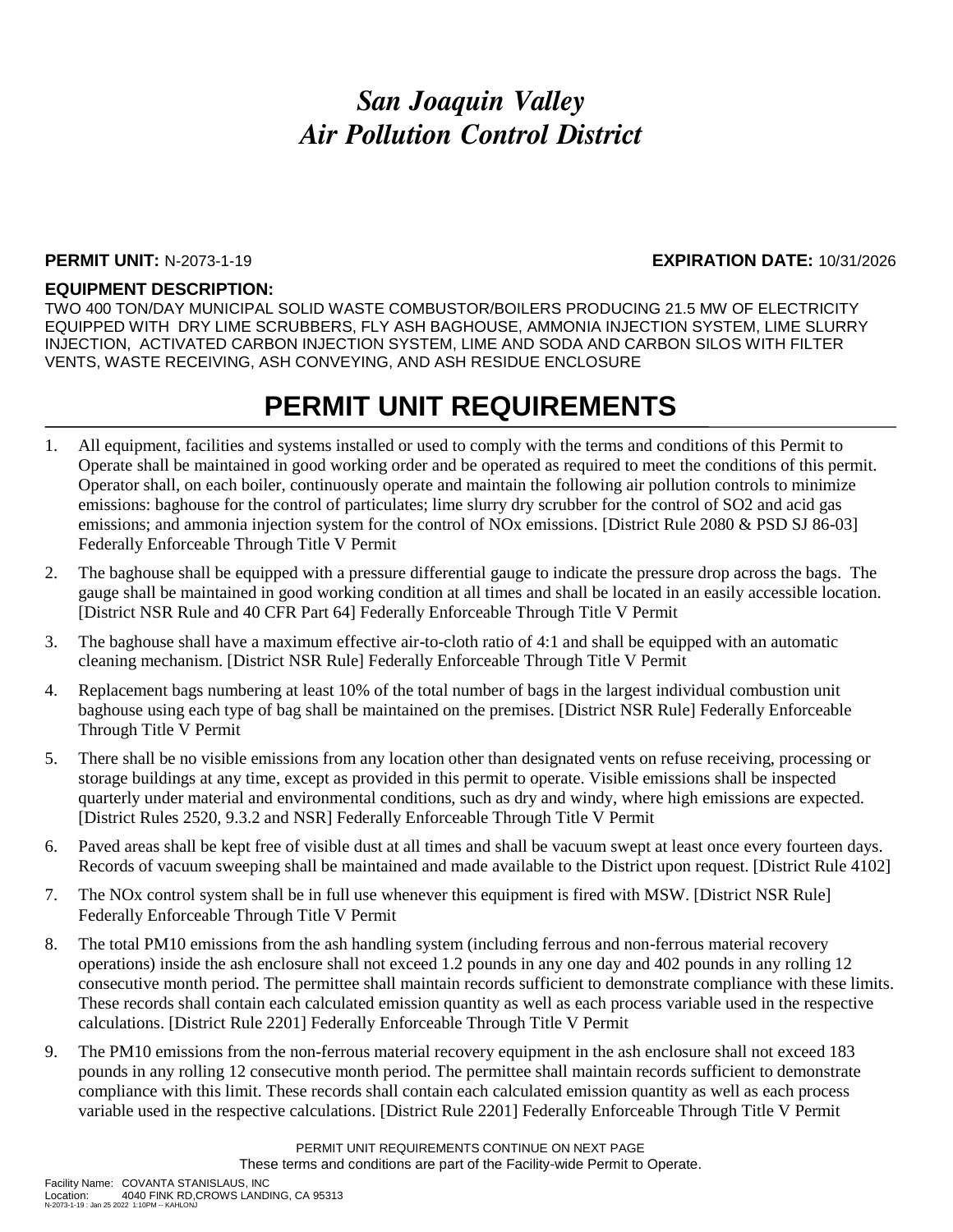# *San Joaquin Valley Air Pollution Control District*

**PERMIT UNIT:** N-2073-1-19 **EXPIRATION DATE:** 10/31/2026

**EQUIPMENT DESCRIPTION:**

TWO 400 TON/DAY MUNICIPAL SOLID WASTE COMBUSTOR/BOILERS PRODUCING 21.5 MW OF ELECTRICITY EQUIPPED WITH DRY LIME SCRUBBERS, FLY ASH BAGHOUSE, AMMONIA INJECTION SYSTEM, LIME SLURRY INJECTION, ACTIVATED CARBON INJECTION SYSTEM, LIME AND SODA AND CARBON SILOS WITH FILTER VENTS, WASTE RECEIVING, ASH CONVEYING, AND ASH RESIDUE ENCLOSURE

# PERMIT UNIT REQUIREMENTS

1. All equipment, facilities and systems installed or used to comply with the terms and conditions of this Permit to Operate shall be maintained in good working order and be operated as required to meet the conditions of this permit. Operator shall, on each boiler, continuously operate and maintain the following air pollution controls to minimize emissions: baghouse for the control of particulates; lime slurry dry scrubber for the control of SO2 and acid gas emissions; and ammonia injection system for the control of NOx emissions. [District Rule 2080 & PSD SJ 86-03] Federally Enforceable Through Title V Permit
2. The baghouse shall be equipped with a pressure differential gauge to indicate the pressure drop across the bags. The gauge shall be maintained in good working condition at all times and shall be located in an easily accessible location. [District NSR Rule and 40 CFR Part 64] Federally Enforceable Through Title V Permit
3. The baghouse shall have a maximum effective air-to-cloth ratio of 4:1 and shall be equipped with an automatic cleaning mechanism. [District NSR Rule] Federally Enforceable Through Title V Permit
4. Replacement bags numbering at least 10% of the total number of bags in the largest individual combustion unit baghouse using each type of bag shall be maintained on the premises. [District NSR Rule] Federally Enforceable Through Title V Permit
5. There shall be no visible emissions from any location other than designated vents on refuse receiving, processing or storage buildings at any time, except as provided in this permit to operate. Visible emissions shall be inspected quarterly under material and environmental conditions, such as dry and windy, where high emissions are expected. [District Rules 2520, 9.3.2 and NSR] Federally Enforceable Through Title V Permit
6. Paved areas shall be kept free of visible dust at all times and shall be vacuum swept at least once every fourteen days. Records of vacuum sweeping shall be maintained and made available to the District upon request. [District Rule 4102]
7. The NOx control system shall be in full use whenever this equipment is fired with MSW. [District NSR Rule] Federally Enforceable Through Title V Permit
8. The total PM10 emissions from the ash handling system (including ferrous and non-ferrous material recovery operations) inside the ash enclosure shall not exceed 1.2 pounds in any one day and 402 pounds in any rolling 12 consecutive month period. The permittee shall maintain records sufficient to demonstrate compliance with these limits. These records shall contain each calculated emission quantity as well as each process variable used in the respective calculations. [District Rule 2201] Federally Enforceable Through Title V Permit
9. The PM10 emissions from the non-ferrous material recovery equipment in the ash enclosure shall not exceed 183 pounds in any rolling 12 consecutive month period. The permittee shall maintain records sufficient to demonstrate compliance with this limit. These records shall contain each calculated emission quantity as well as each process variable used in the respective calculations. [District Rule 2201] Federally Enforceable Through Title V Permit

PERMIT UNIT REQUIREMENTS CONTINUE ON NEXT PAGE

These terms and conditions are part of the Facility-wide Permit to Operate.

Facility Name: COVANTA STANISLAUS, INC
Location: 4040 FINK RD,CROWS LANDING, CA 95313
N-2073-1-19 : Jan 25 2022 1:10PM -- KAHLONJ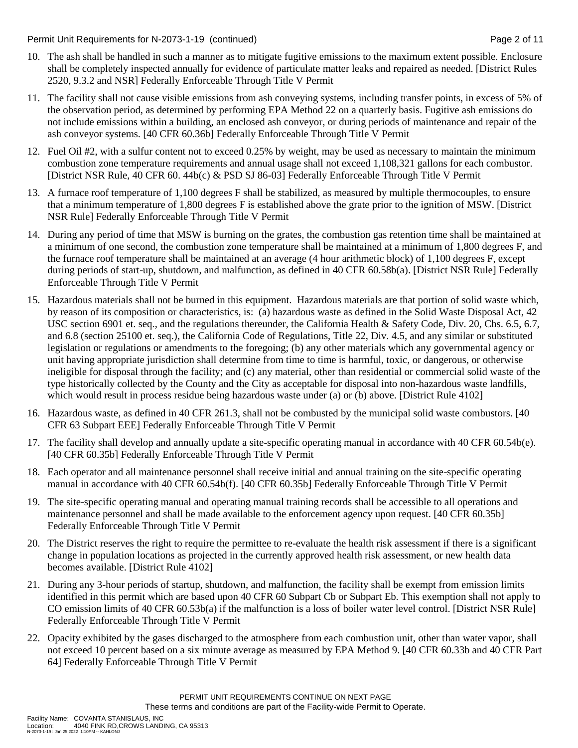10. The ash shall be handled in such a manner as to mitigate fugitive emissions to the maximum extent possible. Enclosure shall be completely inspected annually for evidence of particulate matter leaks and repaired as needed. [District Rules 2520, 9.3.2 and NSR] Federally Enforceable Through Title V Permit

11. The facility shall not cause visible emissions from ash conveying systems, including transfer points, in excess of 5% of the observation period, as determined by performing EPA Method 22 on a quarterly basis. Fugitive ash emissions do not include emissions within a building, an enclosed ash conveyor, or during periods of maintenance and repair of the ash conveyor systems. [40 CFR 60.36b] Federally Enforceable Through Title V Permit

12. Fuel Oil #2, with a sulfur content not to exceed 0.25% by weight, may be used as necessary to maintain the minimum combustion zone temperature requirements and annual usage shall not exceed 1,108,321 gallons for each combustor. [District NSR Rule, 40 CFR 60. 44b(c) & PSD SJ 86-03] Federally Enforceable Through Title V Permit

13. A furnace roof temperature of 1,100 degrees F shall be stabilized, as measured by multiple thermocouples, to ensure that a minimum temperature of 1,800 degrees F is established above the grate prior to the ignition of MSW. [District NSR Rule] Federally Enforceable Through Title V Permit

14. During any period of time that MSW is burning on the grates, the combustion gas retention time shall be maintained at a minimum of one second, the combustion zone temperature shall be maintained at a minimum of 1,800 degrees F, and the furnace roof temperature shall be maintained at an average (4 hour arithmetic block) of 1,100 degrees F, except during periods of start-up, shutdown, and malfunction, as defined in 40 CFR 60.58b(a). [District NSR Rule] Federally Enforceable Through Title V Permit

15. Hazardous materials shall not be burned in this equipment. Hazardous materials are that portion of solid waste which, by reason of its composition or characteristics, is: (a) hazardous waste as defined in the Solid Waste Disposal Act, 42 USC section 6901 et. seq., and the regulations thereunder, the California Health & Safety Code, Div. 20, Chs. 6.5, 6.7, and 6.8 (section 25100 et. seq.), the California Code of Regulations, Title 22, Div. 4.5, and any similar or substituted legislation or regulations or amendments to the foregoing; (b) any other materials which any governmental agency or unit having appropriate jurisdiction shall determine from time to time is harmful, toxic, or dangerous, or otherwise ineligible for disposal through the facility; and (c) any material, other than residential or commercial solid waste of the type historically collected by the County and the City as acceptable for disposal into non-hazardous waste landfills, which would result in process residue being hazardous waste under (a) or (b) above. [District Rule 4102]

16. Hazardous waste, as defined in 40 CFR 261.3, shall not be combusted by the municipal solid waste combustors. [40 CFR 63 Subpart EEE] Federally Enforceable Through Title V Permit

17. The facility shall develop and annually update a site-specific operating manual in accordance with 40 CFR 60.54b(e). [40 CFR 60.35b] Federally Enforceable Through Title V Permit

18. Each operator and all maintenance personnel shall receive initial and annual training on the site-specific operating manual in accordance with 40 CFR 60.54b(f). [40 CFR 60.35b] Federally Enforceable Through Title V Permit

19. The site-specific operating manual and operating manual training records shall be accessible to all operations and maintenance personnel and shall be made available to the enforcement agency upon request. [40 CFR 60.35b] Federally Enforceable Through Title V Permit

20. The District reserves the right to require the permittee to re-evaluate the health risk assessment if there is a significant change in population locations as projected in the currently approved health risk assessment, or new health data becomes available. [District Rule 4102]

21. During any 3-hour periods of startup, shutdown, and malfunction, the facility shall be exempt from emission limits identified in this permit which are based upon 40 CFR 60 Subpart Cb or Subpart Eb. This exemption shall not apply to CO emission limits of 40 CFR 60.53b(a) if the malfunction is a loss of boiler water level control. [District NSR Rule] Federally Enforceable Through Title V Permit

22. Opacity exhibited by the gases discharged to the atmosphere from each combustion unit, other than water vapor, shall not exceed 10 percent based on a six minute average as measured by EPA Method 9. [40 CFR 60.33b and 40 CFR Part 64] Federally Enforceable Through Title V Permit

PERMIT UNIT REQUIREMENTS CONTINUE ON NEXT PAGE
These terms and conditions are part of the Facility-wide Permit to Operate.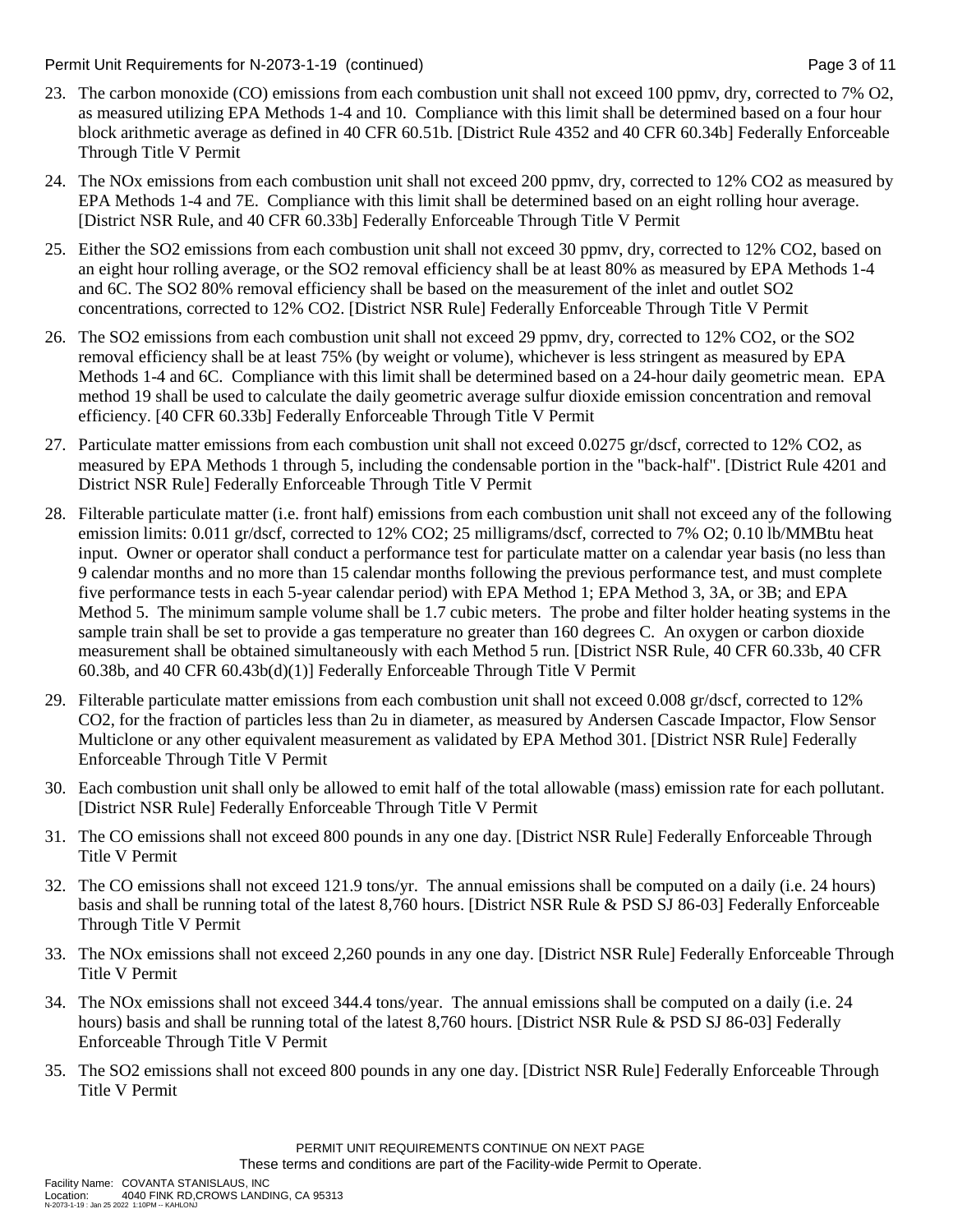23. The carbon monoxide (CO) emissions from each combustion unit shall not exceed 100 ppmv, dry, corrected to 7% $O_2$, as measured utilizing EPA Methods 1-4 and 10. Compliance with this limit shall be determined based on a four hour block arithmetic average as defined in 40 CFR 60.51b. [District Rule 4352 and 40 CFR 60.34b] Federally Enforceable Through Title V Permit

24. The NOx emissions from each combustion unit shall not exceed 200 ppmv, dry, corrected to 12% $CO_2$ as measured by EPA Methods 1-4 and 7E. Compliance with this limit shall be determined based on an eight rolling hour average. [District NSR Rule, and 40 CFR 60.33b] Federally Enforceable Through Title V Permit

25. Either the $SO_2$ emissions from each combustion unit shall not exceed 30 ppmv, dry, corrected to 12% $CO_2$, based on an eight hour rolling average, or the $SO_2$ removal efficiency shall be at least 80% as measured by EPA Methods 1-4 and 6C. The $SO_2$ 80% removal efficiency shall be based on the measurement of the inlet and outlet $SO_2$ concentrations, corrected to 12% $CO_2$. [District NSR Rule] Federally Enforceable Through Title V Permit

26. The $SO_2$ emissions from each combustion unit shall not exceed 29 ppmv, dry, corrected to 12% $CO_2$, or the $SO_2$ removal efficiency shall be at least 75% (by weight or volume), whichever is less stringent as measured by EPA Methods 1-4 and 6C. Compliance with this limit shall be determined based on a 24-hour daily geometric mean. EPA method 19 shall be used to calculate the daily geometric average sulfur dioxide emission concentration and removal efficiency. [40 CFR 60.33b] Federally Enforceable Through Title V Permit

27. Particulate matter emissions from each combustion unit shall not exceed 0.0275 gr/dscf, corrected to 12% $CO_2$, as measured by EPA Methods 1 through 5, including the condensable portion in the "back-half". [District Rule 4201 and District NSR Rule] Federally Enforceable Through Title V Permit

28. Filterable particulate matter (i.e. front half) emissions from each combustion unit shall not exceed any of the following emission limits: 0.011 gr/dscf, corrected to 12% $CO_2$; 25 milligrams/dscf, corrected to 7% $O_2$; 0.10 lb/MMBtu heat input. Owner or operator shall conduct a performance test for particulate matter on a calendar year basis (no less than 9 calendar months and no more than 15 calendar months following the previous performance test, and must complete five performance tests in each 5-year calendar period) with EPA Method 1; EPA Method 3, 3A, or 3B; and EPA Method 5. The minimum sample volume shall be 1.7 cubic meters. The probe and filter holder heating systems in the sample train shall be set to provide a gas temperature no greater than 160 degrees C. An oxygen or carbon dioxide measurement shall be obtained simultaneously with each Method 5 run. [District NSR Rule, 40 CFR 60.33b, 40 CFR 60.38b, and 40 CFR 60.43b(d)(1)] Federally Enforceable Through Title V Permit

29. Filterable particulate matter emissions from each combustion unit shall not exceed 0.008 gr/dscf, corrected to 12% $CO_2$, for the fraction of particles less than 2u in diameter, as measured by Andersen Cascade Impactor, Flow Sensor Multiclone or any other equivalent measurement as validated by EPA Method 301. [District NSR Rule] Federally Enforceable Through Title V Permit

30. Each combustion unit shall only be allowed to emit half of the total allowable (mass) emission rate for each pollutant. [District NSR Rule] Federally Enforceable Through Title V Permit

31. The CO emissions shall not exceed 800 pounds in any one day. [District NSR Rule] Federally Enforceable Through Title V Permit

32. The CO emissions shall not exceed 121.9 tons/yr. The annual emissions shall be computed on a daily (i.e. 24 hours) basis and shall be running total of the latest 8,760 hours. [District NSR Rule & PSD SJ 86-03] Federally Enforceable Through Title V Permit

33. The NOx emissions shall not exceed 2,260 pounds in any one day. [District NSR Rule] Federally Enforceable Through Title V Permit

34. The NOx emissions shall not exceed 344.4 tons/year. The annual emissions shall be computed on a daily (i.e. 24 hours) basis and shall be running total of the latest 8,760 hours. [District NSR Rule & PSD SJ 86-03] Federally Enforceable Through Title V Permit

35. The $SO_2$ emissions shall not exceed 800 pounds in any one day. [District NSR Rule] Federally Enforceable Through Title V Permit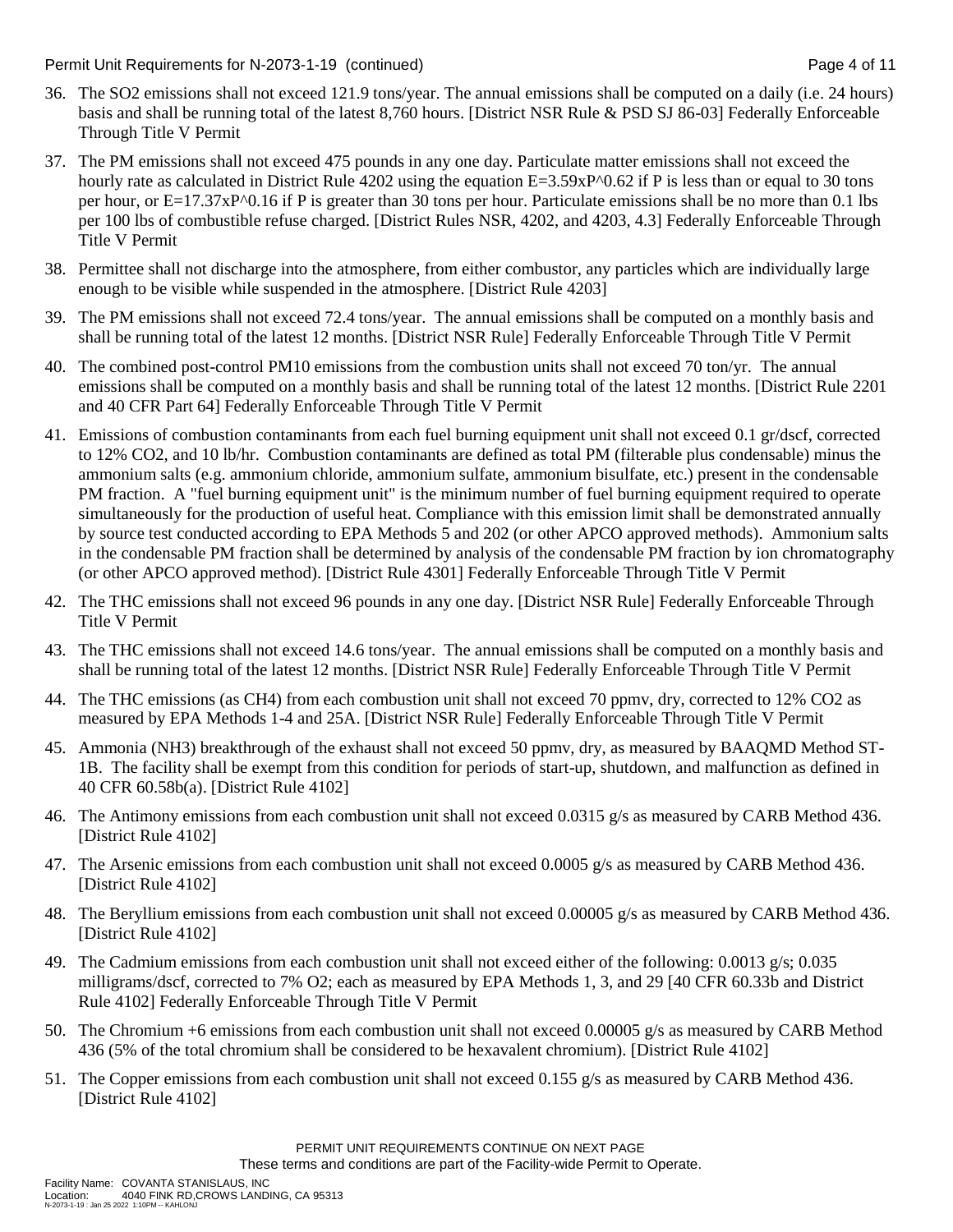36. The $SO_2$ emissions shall not exceed 121.9 tons/year. The annual emissions shall be computed on a daily (i.e. 24 hours) basis and shall be running total of the latest 8,760 hours. [District NSR Rule & PSD SJ 86-03] Federally Enforceable Through Title V Permit

37. The PM emissions shall not exceed 475 pounds in any one day. Particulate matter emissions shall not exceed the hourly rate as calculated in District Rule 4202 using the equation $E=3.59xP^{0.62}$ if P is less than or equal to 30 tons per hour, or $E=17.37xP^{0.16}$ if P is greater than 30 tons per hour. Particulate emissions shall be no more than 0.1 lbs per 100 lbs of combustible refuse charged. [District Rules NSR, 4202, and 4203, 4.3] Federally Enforceable Through Title V Permit

38. Permittee shall not discharge into the atmosphere, from either combustor, any particles which are individually large enough to be visible while suspended in the atmosphere. [District Rule 4203]

39. The PM emissions shall not exceed 72.4 tons/year. The annual emissions shall be computed on a monthly basis and shall be running total of the latest 12 months. [District NSR Rule] Federally Enforceable Through Title V Permit

40. The combined post-control PM10 emissions from the combustion units shall not exceed 70 ton/yr. The annual emissions shall be computed on a monthly basis and shall be running total of the latest 12 months. [District Rule 2201 and 40 CFR Part 64] Federally Enforceable Through Title V Permit

41. Emissions of combustion contaminants from each fuel burning equipment unit shall not exceed 0.1 gr/dscf, corrected to 12% $CO_2$, and 10 lb/hr. Combustion contaminants are defined as total PM (filterable plus condensable) minus the ammonium salts (e.g. ammonium chloride, ammonium sulfate, ammonium bisulfate, etc.) present in the condensable PM fraction. A "fuel burning equipment unit" is the minimum number of fuel burning equipment required to operate simultaneously for the production of useful heat. Compliance with this emission limit shall be demonstrated annually by source test conducted according to EPA Methods 5 and 202 (or other APCO approved methods). Ammonium salts in the condensable PM fraction shall be determined by analysis of the condensable PM fraction by ion chromatography (or other APCO approved method). [District Rule 4301] Federally Enforceable Through Title V Permit

42. The THC emissions shall not exceed 96 pounds in any one day. [District NSR Rule] Federally Enforceable Through Title V Permit

43. The THC emissions shall not exceed 14.6 tons/year. The annual emissions shall be computed on a monthly basis and shall be running total of the latest 12 months. [District NSR Rule] Federally Enforceable Through Title V Permit

44. The THC emissions (as $CH_4$) from each combustion unit shall not exceed 70 ppmv, dry, corrected to 12% $CO_2$ as measured by EPA Methods 1-4 and 25A. [District NSR Rule] Federally Enforceable Through Title V Permit

45. Ammonia ($NH_3$) breakthrough of the exhaust shall not exceed 50 ppmv, dry, as measured by BAAQMD Method ST-1B. The facility shall be exempt from this condition for periods of start-up, shutdown, and malfunction as defined in 40 CFR 60.58b(a). [District Rule 4102]

46. The Antimony emissions from each combustion unit shall not exceed 0.0315 g/s as measured by CARB Method 436. [District Rule 4102]

47. The Arsenic emissions from each combustion unit shall not exceed 0.0005 g/s as measured by CARB Method 436. [District Rule 4102]

48. The Beryllium emissions from each combustion unit shall not exceed 0.00005 g/s as measured by CARB Method 436. [District Rule 4102]

49. The Cadmium emissions from each combustion unit shall not exceed either of the following: 0.0013 g/s; 0.035 milligrams/dscf, corrected to 7% $O_2$; each as measured by EPA Methods 1, 3, and 29 [40 CFR 60.33b and District Rule 4102] Federally Enforceable Through Title V Permit

50. The Chromium +6 emissions from each combustion unit shall not exceed 0.00005 g/s as measured by CARB Method 436 (5% of the total chromium shall be considered to be hexavalent chromium). [District Rule 4102]

51. The Copper emissions from each combustion unit shall not exceed 0.155 g/s as measured by CARB Method 436. [District Rule 4102]

PERMIT UNIT REQUIREMENTS CONTINUE ON NEXT PAGE

These terms and conditions are part of the Facility-wide Permit to Operate.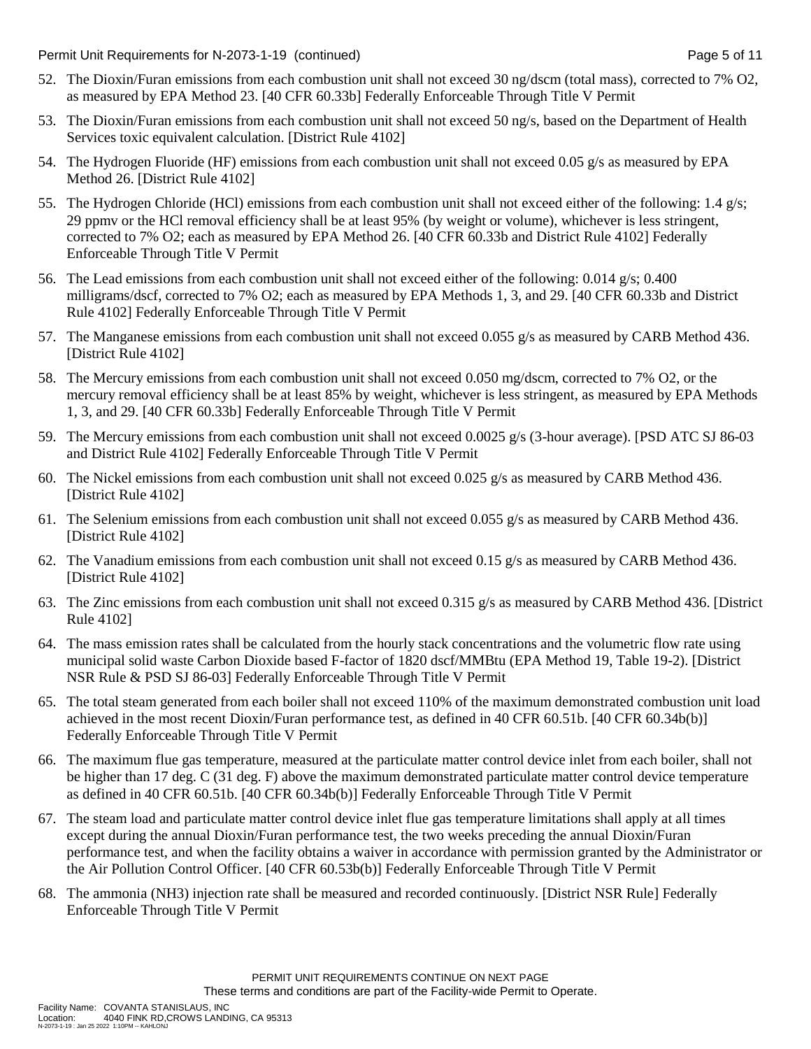52. The Dioxin/Furan emissions from each combustion unit shall not exceed 30 ng/dscm (total mass), corrected to 7% O2, as measured by EPA Method 23. [40 CFR 60.33b] Federally Enforceable Through Title V Permit

53. The Dioxin/Furan emissions from each combustion unit shall not exceed 50 ng/s, based on the Department of Health Services toxic equivalent calculation. [District Rule 4102]

54. The Hydrogen Fluoride (HF) emissions from each combustion unit shall not exceed 0.05 g/s as measured by EPA Method 26. [District Rule 4102]

55. The Hydrogen Chloride (HCl) emissions from each combustion unit shall not exceed either of the following: 1.4 g/s; 29 ppmv or the HCl removal efficiency shall be at least 95% (by weight or volume), whichever is less stringent, corrected to 7% O2; each as measured by EPA Method 26. [40 CFR 60.33b and District Rule 4102] Federally Enforceable Through Title V Permit

56. The Lead emissions from each combustion unit shall not exceed either of the following: 0.014 g/s; 0.400 milligrams/dscf, corrected to 7% O2; each as measured by EPA Methods 1, 3, and 29. [40 CFR 60.33b and District Rule 4102] Federally Enforceable Through Title V Permit

57. The Manganese emissions from each combustion unit shall not exceed 0.055 g/s as measured by CARB Method 436. [District Rule 4102]

58. The Mercury emissions from each combustion unit shall not exceed 0.050 mg/dscm, corrected to 7% O2, or the mercury removal efficiency shall be at least 85% by weight, whichever is less stringent, as measured by EPA Methods 1, 3, and 29. [40 CFR 60.33b] Federally Enforceable Through Title V Permit

59. The Mercury emissions from each combustion unit shall not exceed 0.0025 g/s (3-hour average). [PSD ATC SJ 86-03 and District Rule 4102] Federally Enforceable Through Title V Permit

60. The Nickel emissions from each combustion unit shall not exceed 0.025 g/s as measured by CARB Method 436. [District Rule 4102]

61. The Selenium emissions from each combustion unit shall not exceed 0.055 g/s as measured by CARB Method 436. [District Rule 4102]

62. The Vanadium emissions from each combustion unit shall not exceed 0.15 g/s as measured by CARB Method 436. [District Rule 4102]

63. The Zinc emissions from each combustion unit shall not exceed 0.315 g/s as measured by CARB Method 436. [District Rule 4102]

64. The mass emission rates shall be calculated from the hourly stack concentrations and the volumetric flow rate using municipal solid waste Carbon Dioxide based F-factor of 1820 dscf/MMBtu (EPA Method 19, Table 19-2). [District NSR Rule & PSD SJ 86-03] Federally Enforceable Through Title V Permit

65. The total steam generated from each boiler shall not exceed 110% of the maximum demonstrated combustion unit load achieved in the most recent Dioxin/Furan performance test, as defined in 40 CFR 60.51b. [40 CFR 60.34b(b)] Federally Enforceable Through Title V Permit

66. The maximum flue gas temperature, measured at the particulate matter control device inlet from each boiler, shall not be higher than 17 deg. C (31 deg. F) above the maximum demonstrated particulate matter control device temperature as defined in 40 CFR 60.51b. [40 CFR 60.34b(b)] Federally Enforceable Through Title V Permit

67. The steam load and particulate matter control device inlet flue gas temperature limitations shall apply at all times except during the annual Dioxin/Furan performance test, the two weeks preceding the annual Dioxin/Furan performance test, and when the facility obtains a waiver in accordance with permission granted by the Administrator or the Air Pollution Control Officer. [40 CFR 60.53b(b)] Federally Enforceable Through Title V Permit

68. The ammonia (NH3) injection rate shall be measured and recorded continuously. [District NSR Rule] Federally Enforceable Through Title V Permit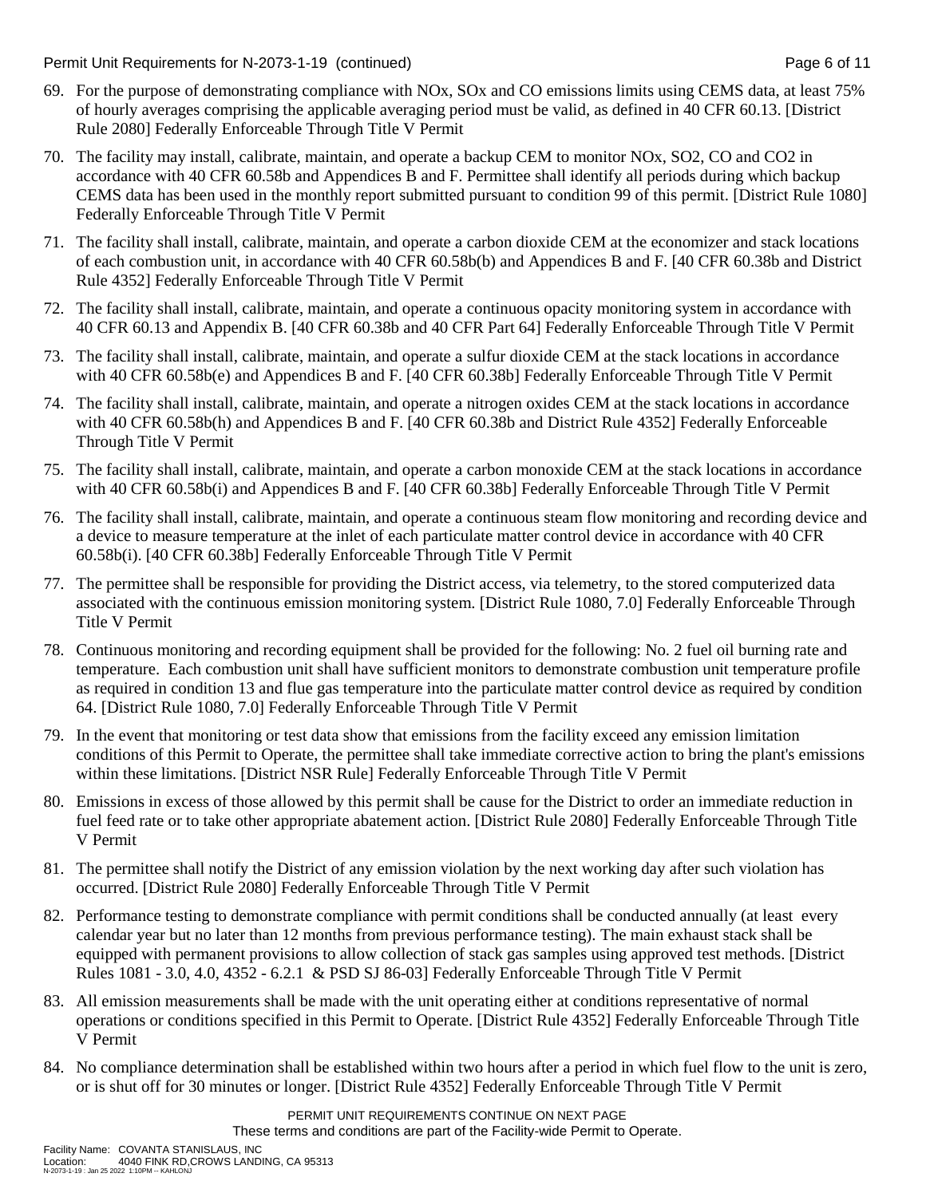69. For the purpose of demonstrating compliance with NOx, SOx and CO emissions limits using CEMS data, at least 75% of hourly averages comprising the applicable averaging period must be valid, as defined in 40 CFR 60.13. [District Rule 2080] Federally Enforceable Through Title V Permit

70. The facility may install, calibrate, maintain, and operate a backup CEM to monitor NOx, SO2, CO and CO2 in accordance with 40 CFR 60.58b and Appendices B and F. Permittee shall identify all periods during which backup CEMS data has been used in the monthly report submitted pursuant to condition 99 of this permit. [District Rule 1080] Federally Enforceable Through Title V Permit

71. The facility shall install, calibrate, maintain, and operate a carbon dioxide CEM at the economizer and stack locations of each combustion unit, in accordance with 40 CFR 60.58b(b) and Appendices B and F. [40 CFR 60.38b and District Rule 4352] Federally Enforceable Through Title V Permit

72. The facility shall install, calibrate, maintain, and operate a continuous opacity monitoring system in accordance with 40 CFR 60.13 and Appendix B. [40 CFR 60.38b and 40 CFR Part 64] Federally Enforceable Through Title V Permit

73. The facility shall install, calibrate, maintain, and operate a sulfur dioxide CEM at the stack locations in accordance with 40 CFR 60.58b(e) and Appendices B and F. [40 CFR 60.38b] Federally Enforceable Through Title V Permit

74. The facility shall install, calibrate, maintain, and operate a nitrogen oxides CEM at the stack locations in accordance with 40 CFR 60.58b(h) and Appendices B and F. [40 CFR 60.38b and District Rule 4352] Federally Enforceable Through Title V Permit

75. The facility shall install, calibrate, maintain, and operate a carbon monoxide CEM at the stack locations in accordance with 40 CFR 60.58b(i) and Appendices B and F. [40 CFR 60.38b] Federally Enforceable Through Title V Permit

76. The facility shall install, calibrate, maintain, and operate a continuous steam flow monitoring and recording device and a device to measure temperature at the inlet of each particulate matter control device in accordance with 40 CFR 60.58b(i). [40 CFR 60.38b] Federally Enforceable Through Title V Permit

77. The permittee shall be responsible for providing the District access, via telemetry, to the stored computerized data associated with the continuous emission monitoring system. [District Rule 1080, 7.0] Federally Enforceable Through Title V Permit

78. Continuous monitoring and recording equipment shall be provided for the following: No. 2 fuel oil burning rate and temperature. Each combustion unit shall have sufficient monitors to demonstrate combustion unit temperature profile as required in condition 13 and flue gas temperature into the particulate matter control device as required by condition 64. [District Rule 1080, 7.0] Federally Enforceable Through Title V Permit

79. In the event that monitoring or test data show that emissions from the facility exceed any emission limitation conditions of this Permit to Operate, the permittee shall take immediate corrective action to bring the plant's emissions within these limitations. [District NSR Rule] Federally Enforceable Through Title V Permit

80. Emissions in excess of those allowed by this permit shall be cause for the District to order an immediate reduction in fuel feed rate or to take other appropriate abatement action. [District Rule 2080] Federally Enforceable Through Title V Permit

81. The permittee shall notify the District of any emission violation by the next working day after such violation has occurred. [District Rule 2080] Federally Enforceable Through Title V Permit

82. Performance testing to demonstrate compliance with permit conditions shall be conducted annually (at least every calendar year but no later than 12 months from previous performance testing). The main exhaust stack shall be equipped with permanent provisions to allow collection of stack gas samples using approved test methods. [District Rules 1081 - 3.0, 4.0, 4352 - 6.2.1 & PSD SJ 86-03] Federally Enforceable Through Title V Permit

83. All emission measurements shall be made with the unit operating either at conditions representative of normal operations or conditions specified in this Permit to Operate. [District Rule 4352] Federally Enforceable Through Title V Permit

84. No compliance determination shall be established within two hours after a period in which fuel flow to the unit is zero, or is shut off for 30 minutes or longer. [District Rule 4352] Federally Enforceable Through Title V Permit

PERMIT UNIT REQUIREMENTS CONTINUE ON NEXT PAGE
These terms and conditions are part of the Facility-wide Permit to Operate.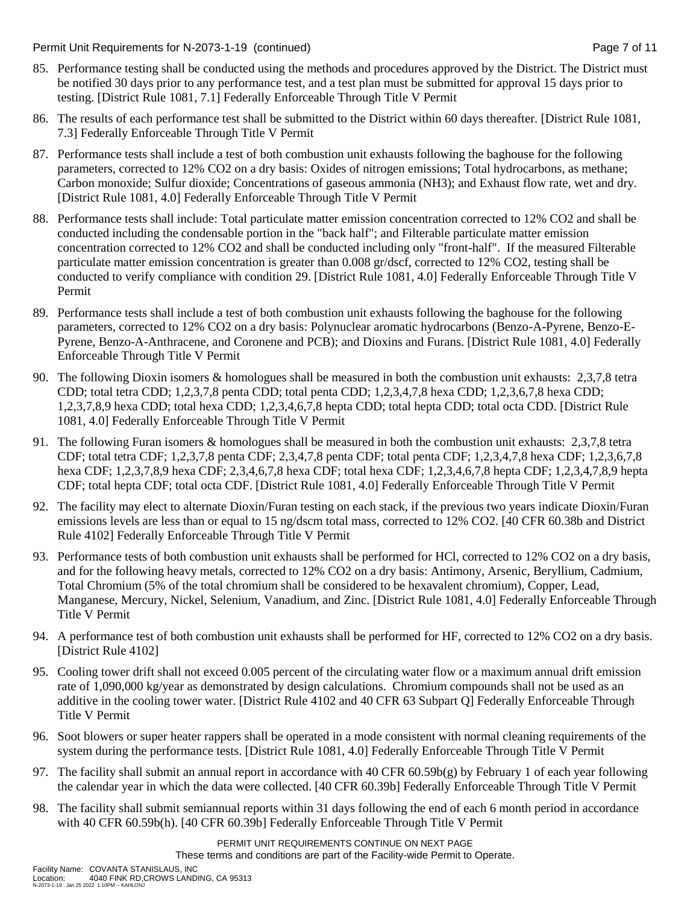85. Performance testing shall be conducted using the methods and procedures approved by the District. The District must be notified 30 days prior to any performance test, and a test plan must be submitted for approval 15 days prior to testing. [District Rule 1081, 7.1] Federally Enforceable Through Title V Permit

86. The results of each performance test shall be submitted to the District within 60 days thereafter. [District Rule 1081, 7.3] Federally Enforceable Through Title V Permit

87. Performance tests shall include a test of both combustion unit exhausts following the baghouse for the following parameters, corrected to 12% $CO_2$ on a dry basis: Oxides of nitrogen emissions; Total hydrocarbons, as methane; Carbon monoxide; Sulfur dioxide; Concentrations of gaseous ammonia ($NH_3$); and Exhaust flow rate, wet and dry. [District Rule 1081, 4.0] Federally Enforceable Through Title V Permit

88. Performance tests shall include: Total particulate matter emission concentration corrected to 12% $CO_2$ and shall be conducted including the condensable portion in the "back half"; and Filterable particulate matter emission concentration corrected to 12% $CO_2$ and shall be conducted including only "front-half". If the measured Filterable particulate matter emission concentration is greater than 0.008 gr/dscf, corrected to 12% $CO_2$, testing shall be conducted to verify compliance with condition 29. [District Rule 1081, 4.0] Federally Enforceable Through Title V Permit

89. Performance tests shall include a test of both combustion unit exhausts following the baghouse for the following parameters, corrected to 12% $CO_2$ on a dry basis: Polynuclear aromatic hydrocarbons (Benzo-A-Pyrene, Benzo-E-Pyrene, Benzo-A-Anthracene, and Coronene and PCB); and Dioxins and Furans. [District Rule 1081, 4.0] Federally Enforceable Through Title V Permit

90. The following Dioxin isomers & homologues shall be measured in both the combustion unit exhausts: 2,3,7,8 tetra CDD; total tetra CDD; 1,2,3,7,8 penta CDD; total penta CDD; 1,2,3,4,7,8 hexa CDD; 1,2,3,6,7,8 hexa CDD; 1,2,3,7,8,9 hexa CDD; total hexa CDD; 1,2,3,4,6,7,8 hepta CDD; total hepta CDD; total octa CDD. [District Rule 1081, 4.0] Federally Enforceable Through Title V Permit

91. The following Furan isomers & homologues shall be measured in both the combustion unit exhausts: 2,3,7,8 tetra CDF; total tetra CDF; 1,2,3,7,8 penta CDF; 2,3,4,7,8 penta CDF; total penta CDF; 1,2,3,4,7,8 hexa CDF; 1,2,3,6,7,8 hexa CDF; 1,2,3,7,8,9 hexa CDF; 2,3,4,6,7,8 hexa CDF; total hexa CDF; 1,2,3,4,6,7,8 hepta CDF; 1,2,3,4,7,8,9 hepta CDF; total hepta CDF; total octa CDF. [District Rule 1081, 4.0] Federally Enforceable Through Title V Permit

92. The facility may elect to alternate Dioxin/Furan testing on each stack, if the previous two years indicate Dioxin/Furan emissions levels are less than or equal to 15 ng/dscm total mass, corrected to 12% $CO_2$. [40 CFR 60.38b and District Rule 4102] Federally Enforceable Through Title V Permit

93. Performance tests of both combustion unit exhausts shall be performed for HCl, corrected to 12% $CO_2$ on a dry basis, and for the following heavy metals, corrected to 12% $CO_2$ on a dry basis: Antimony, Arsenic, Beryllium, Cadmium, Total Chromium (5% of the total chromium shall be considered to be hexavalent chromium), Copper, Lead, Manganese, Mercury, Nickel, Selenium, Vanadium, and Zinc. [District Rule 1081, 4.0] Federally Enforceable Through Title V Permit

94. A performance test of both combustion unit exhausts shall be performed for HF, corrected to 12% $CO_2$ on a dry basis. [District Rule 4102]

95. Cooling tower drift shall not exceed 0.005 percent of the circulating water flow or a maximum annual drift emission rate of 1,090,000 kg/year as demonstrated by design calculations. Chromium compounds shall not be used as an additive in the cooling tower water. [District Rule 4102 and 40 CFR 63 Subpart Q] Federally Enforceable Through Title V Permit

96. Soot blowers or super heater rappers shall be operated in a mode consistent with normal cleaning requirements of the system during the performance tests. [District Rule 1081, 4.0] Federally Enforceable Through Title V Permit

97. The facility shall submit an annual report in accordance with 40 CFR 60.59b(g) by February 1 of each year following the calendar year in which the data were collected. [40 CFR 60.39b] Federally Enforceable Through Title V Permit

98. The facility shall submit semiannual reports within 31 days following the end of each 6 month period in accordance with 40 CFR 60.59b(h). [40 CFR 60.39b] Federally Enforceable Through Title V Permit

PERMIT UNIT REQUIREMENTS CONTINUE ON NEXT PAGE
These terms and conditions are part of the Facility-wide Permit to Operate.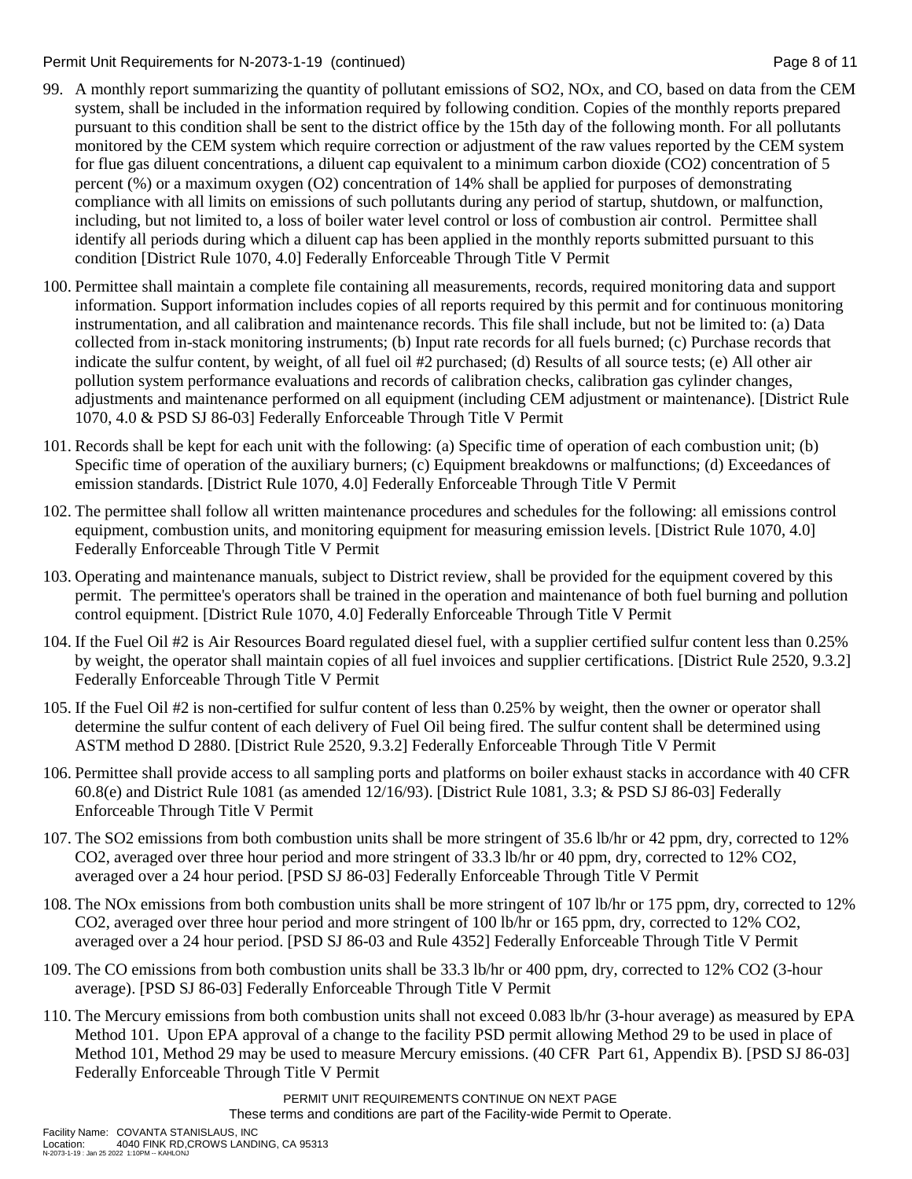99. A monthly report summarizing the quantity of pollutant emissions of $SO_2$, $NO_x$, and CO, based on data from the CEM system, shall be included in the information required by following condition. Copies of the monthly reports prepared pursuant to this condition shall be sent to the district office by the 15th day of the following month. For all pollutants monitored by the CEM system which require correction or adjustment of the raw values reported by the CEM system for flue gas diluent concentrations, a diluent cap equivalent to a minimum carbon dioxide ($CO_2$) concentration of 5 percent (%) or a maximum oxygen ($O_2$) concentration of 14% shall be applied for purposes of demonstrating compliance with all limits on emissions of such pollutants during any period of startup, shutdown, or malfunction, including, but not limited to, a loss of boiler water level control or loss of combustion air control. Permittee shall identify all periods during which a diluent cap has been applied in the monthly reports submitted pursuant to this condition [District Rule 1070, 4.0] Federally Enforceable Through Title V Permit

100. Permittee shall maintain a complete file containing all measurements, records, required monitoring data and support information. Support information includes copies of all reports required by this permit and for continuous monitoring instrumentation, and all calibration and maintenance records. This file shall include, but not be limited to: (a) Data collected from in-stack monitoring instruments; (b) Input rate records for all fuels burned; (c) Purchase records that indicate the sulfur content, by weight, of all fuel oil #2 purchased; (d) Results of all source tests; (e) All other air pollution system performance evaluations and records of calibration checks, calibration gas cylinder changes, adjustments and maintenance performed on all equipment (including CEM adjustment or maintenance). [District Rule 1070, 4.0 & PSD SJ 86-03] Federally Enforceable Through Title V Permit

101. Records shall be kept for each unit with the following: (a) Specific time of operation of each combustion unit; (b) Specific time of operation of the auxiliary burners; (c) Equipment breakdowns or malfunctions; (d) Exceedances of emission standards. [District Rule 1070, 4.0] Federally Enforceable Through Title V Permit

102. The permittee shall follow all written maintenance procedures and schedules for the following: all emissions control equipment, combustion units, and monitoring equipment for measuring emission levels. [District Rule 1070, 4.0] Federally Enforceable Through Title V Permit

103. Operating and maintenance manuals, subject to District review, shall be provided for the equipment covered by this permit. The permittee's operators shall be trained in the operation and maintenance of both fuel burning and pollution control equipment. [District Rule 1070, 4.0] Federally Enforceable Through Title V Permit

104. If the Fuel Oil #2 is Air Resources Board regulated diesel fuel, with a supplier certified sulfur content less than 0.25% by weight, the operator shall maintain copies of all fuel invoices and supplier certifications. [District Rule 2520, 9.3.2] Federally Enforceable Through Title V Permit

105. If the Fuel Oil #2 is non-certified for sulfur content of less than 0.25% by weight, then the owner or operator shall determine the sulfur content of each delivery of Fuel Oil being fired. The sulfur content shall be determined using ASTM method D 2880. [District Rule 2520, 9.3.2] Federally Enforceable Through Title V Permit

106. Permittee shall provide access to all sampling ports and platforms on boiler exhaust stacks in accordance with 40 CFR 60.8(e) and District Rule 1081 (as amended 12/16/93). [District Rule 1081, 3.3; & PSD SJ 86-03] Federally Enforceable Through Title V Permit

107. The $SO_2$ emissions from both combustion units shall be more stringent of 35.6 lb/hr or 42 ppm, dry, corrected to 12% $CO_2$, averaged over three hour period and more stringent of 33.3 lb/hr or 40 ppm, dry, corrected to 12% $CO_2$, averaged over a 24 hour period. [PSD SJ 86-03] Federally Enforceable Through Title V Permit

108. The $NO_x$ emissions from both combustion units shall be more stringent of 107 lb/hr or 175 ppm, dry, corrected to 12% $CO_2$, averaged over three hour period and more stringent of 100 lb/hr or 165 ppm, dry, corrected to 12% $CO_2$, averaged over a 24 hour period. [PSD SJ 86-03 and Rule 4352] Federally Enforceable Through Title V Permit

109. The CO emissions from both combustion units shall be 33.3 lb/hr or 400 ppm, dry, corrected to 12% $CO_2$ (3-hour average). [PSD SJ 86-03] Federally Enforceable Through Title V Permit

110. The Mercury emissions from both combustion units shall not exceed 0.083 lb/hr (3-hour average) as measured by EPA Method 101. Upon EPA approval of a change to the facility PSD permit allowing Method 29 to be used in place of Method 101, Method 29 may be used to measure Mercury emissions. (40 CFR Part 61, Appendix B). [PSD SJ 86-03] Federally Enforceable Through Title V Permit

PERMIT UNIT REQUIREMENTS CONTINUE ON NEXT PAGE
These terms and conditions are part of the Facility-wide Permit to Operate.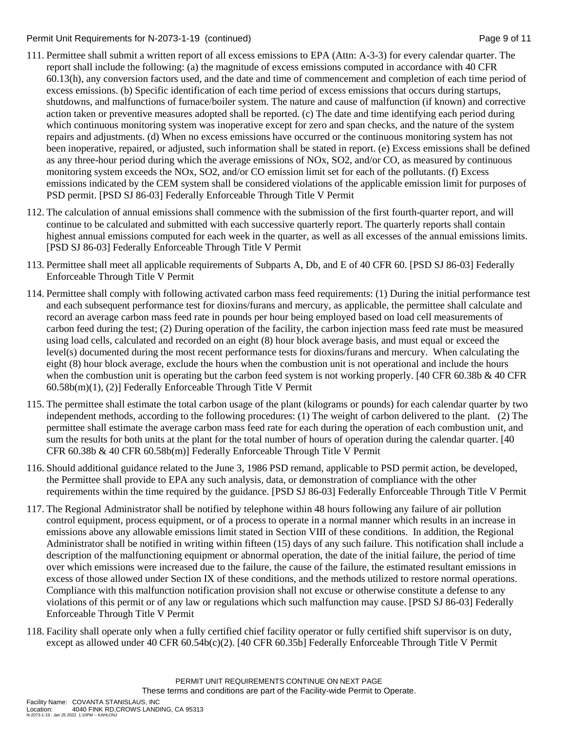111. Permittee shall submit a written report of all excess emissions to EPA (Attn: A-3-3) for every calendar quarter. The report shall include the following: (a) the magnitude of excess emissions computed in accordance with 40 CFR 60.13(h), any conversion factors used, and the date and time of commencement and completion of each time period of excess emissions. (b) Specific identification of each time period of excess emissions that occurs during startups, shutdowns, and malfunctions of furnace/boiler system. The nature and cause of malfunction (if known) and corrective action taken or preventive measures adopted shall be reported. (c) The date and time identifying each period during which continuous monitoring system was inoperative except for zero and span checks, and the nature of the system repairs and adjustments. (d) When no excess emissions have occurred or the continuous monitoring system has not been inoperative, repaired, or adjusted, such information shall be stated in report. (e) Excess emissions shall be defined as any three-hour period during which the average emissions of NOx, SO2, and/or CO, as measured by continuous monitoring system exceeds the NOx, SO2, and/or CO emission limit set for each of the pollutants. (f) Excess emissions indicated by the CEM system shall be considered violations of the applicable emission limit for purposes of PSD permit. [PSD SJ 86-03] Federally Enforceable Through Title V Permit

112. The calculation of annual emissions shall commence with the submission of the first fourth-quarter report, and will continue to be calculated and submitted with each successive quarterly report. The quarterly reports shall contain highest annual emissions computed for each week in the quarter, as well as all excesses of the annual emissions limits. [PSD SJ 86-03] Federally Enforceable Through Title V Permit

113. Permittee shall meet all applicable requirements of Subparts A, Db, and E of 40 CFR 60. [PSD SJ 86-03] Federally Enforceable Through Title V Permit

114. Permittee shall comply with following activated carbon mass feed requirements: (1) During the initial performance test and each subsequent performance test for dioxins/furans and mercury, as applicable, the permittee shall calculate and record an average carbon mass feed rate in pounds per hour being employed based on load cell measurements of carbon feed during the test; (2) During operation of the facility, the carbon injection mass feed rate must be measured using load cells, calculated and recorded on an eight (8) hour block average basis, and must equal or exceed the level(s) documented during the most recent performance tests for dioxins/furans and mercury. When calculating the eight (8) hour block average, exclude the hours when the combustion unit is not operational and include the hours when the combustion unit is operating but the carbon feed system is not working properly. [40 CFR 60.38b & 40 CFR 60.58b(m)(1), (2)] Federally Enforceable Through Title V Permit

115. The permittee shall estimate the total carbon usage of the plant (kilograms or pounds) for each calendar quarter by two independent methods, according to the following procedures: (1) The weight of carbon delivered to the plant. (2) The permittee shall estimate the average carbon mass feed rate for each during the operation of each combustion unit, and sum the results for both units at the plant for the total number of hours of operation during the calendar quarter. [40 CFR 60.38b & 40 CFR 60.58b(m)] Federally Enforceable Through Title V Permit

116. Should additional guidance related to the June 3, 1986 PSD remand, applicable to PSD permit action, be developed, the Permittee shall provide to EPA any such analysis, data, or demonstration of compliance with the other requirements within the time required by the guidance. [PSD SJ 86-03] Federally Enforceable Through Title V Permit

117. The Regional Administrator shall be notified by telephone within 48 hours following any failure of air pollution control equipment, process equipment, or of a process to operate in a normal manner which results in an increase in emissions above any allowable emissions limit stated in Section VIII of these conditions. In addition, the Regional Administrator shall be notified in writing within fifteen (15) days of any such failure. This notification shall include a description of the malfunctioning equipment or abnormal operation, the date of the initial failure, the period of time over which emissions were increased due to the failure, the cause of the failure, the estimated resultant emissions in excess of those allowed under Section IX of these conditions, and the methods utilized to restore normal operations. Compliance with this malfunction notification provision shall not excuse or otherwise constitute a defense to any violations of this permit or of any law or regulations which such malfunction may cause. [PSD SJ 86-03] Federally Enforceable Through Title V Permit

118. Facility shall operate only when a fully certified chief facility operator or fully certified shift supervisor is on duty, except as allowed under 40 CFR 60.54b(c)(2). [40 CFR 60.35b] Federally Enforceable Through Title V Permit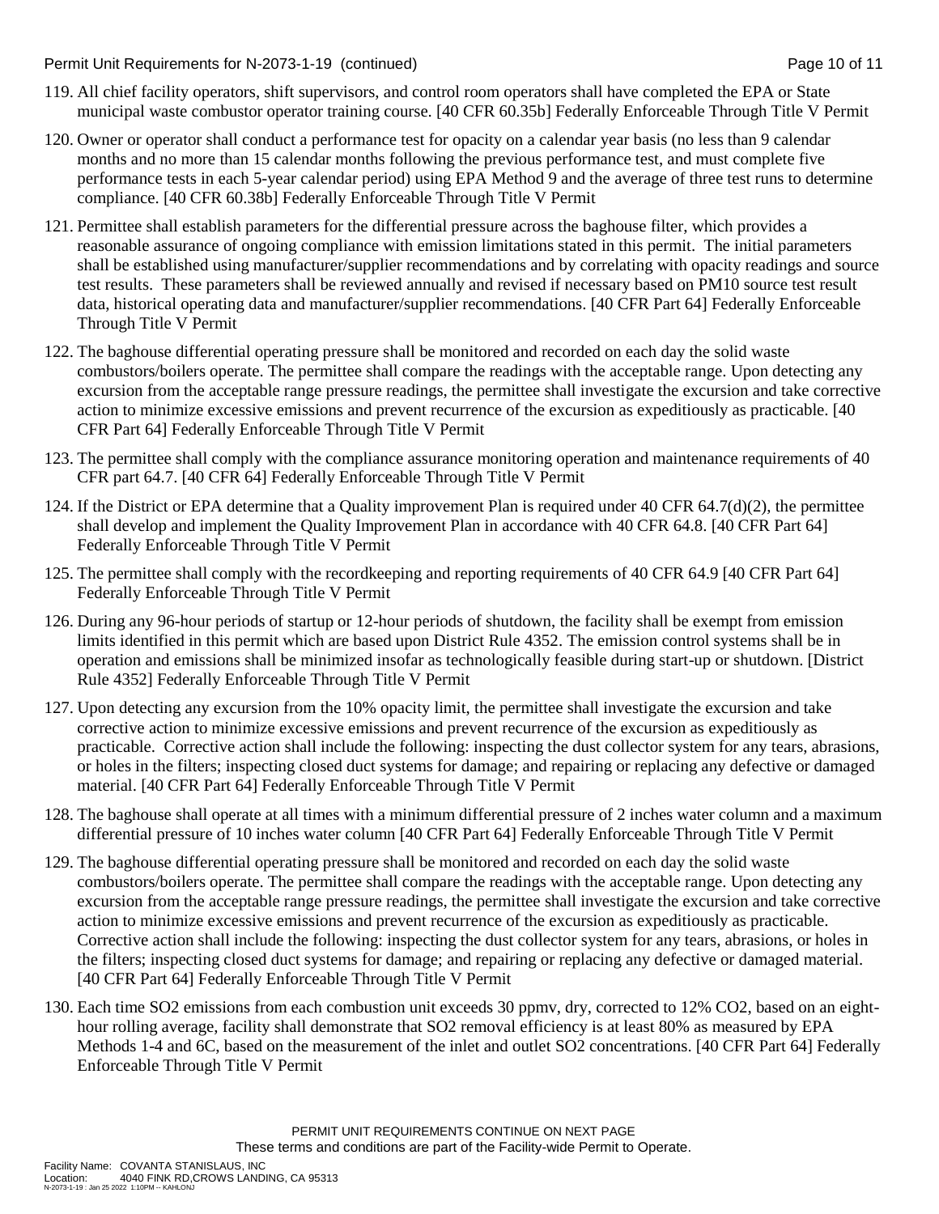119. All chief facility operators, shift supervisors, and control room operators shall have completed the EPA or State municipal waste combustor operator training course. [40 CFR 60.35b] Federally Enforceable Through Title V Permit

120. Owner or operator shall conduct a performance test for opacity on a calendar year basis (no less than 9 calendar months and no more than 15 calendar months following the previous performance test, and must complete five performance tests in each 5-year calendar period) using EPA Method 9 and the average of three test runs to determine compliance. [40 CFR 60.38b] Federally Enforceable Through Title V Permit

121. Permittee shall establish parameters for the differential pressure across the baghouse filter, which provides a reasonable assurance of ongoing compliance with emission limitations stated in this permit. The initial parameters shall be established using manufacturer/supplier recommendations and by correlating with opacity readings and source test results. These parameters shall be reviewed annually and revised if necessary based on PM10 source test result data, historical operating data and manufacturer/supplier recommendations. [40 CFR Part 64] Federally Enforceable Through Title V Permit

122. The baghouse differential operating pressure shall be monitored and recorded on each day the solid waste combustors/boilers operate. The permittee shall compare the readings with the acceptable range. Upon detecting any excursion from the acceptable range pressure readings, the permittee shall investigate the excursion and take corrective action to minimize excessive emissions and prevent recurrence of the excursion as expeditiously as practicable. [40 CFR Part 64] Federally Enforceable Through Title V Permit

123. The permittee shall comply with the compliance assurance monitoring operation and maintenance requirements of 40 CFR part 64.7. [40 CFR 64] Federally Enforceable Through Title V Permit

124. If the District or EPA determine that a Quality improvement Plan is required under 40 CFR 64.7(d)(2), the permittee shall develop and implement the Quality Improvement Plan in accordance with 40 CFR 64.8. [40 CFR Part 64] Federally Enforceable Through Title V Permit

125. The permittee shall comply with the recordkeeping and reporting requirements of 40 CFR 64.9 [40 CFR Part 64] Federally Enforceable Through Title V Permit

126. During any 96-hour periods of startup or 12-hour periods of shutdown, the facility shall be exempt from emission limits identified in this permit which are based upon District Rule 4352. The emission control systems shall be in operation and emissions shall be minimized insofar as technologically feasible during start-up or shutdown. [District Rule 4352] Federally Enforceable Through Title V Permit

127. Upon detecting any excursion from the 10% opacity limit, the permittee shall investigate the excursion and take corrective action to minimize excessive emissions and prevent recurrence of the excursion as expeditiously as practicable. Corrective action shall include the following: inspecting the dust collector system for any tears, abrasions, or holes in the filters; inspecting closed duct systems for damage; and repairing or replacing any defective or damaged material. [40 CFR Part 64] Federally Enforceable Through Title V Permit

128. The baghouse shall operate at all times with a minimum differential pressure of 2 inches water column and a maximum differential pressure of 10 inches water column [40 CFR Part 64] Federally Enforceable Through Title V Permit

129. The baghouse differential operating pressure shall be monitored and recorded on each day the solid waste combustors/boilers operate. The permittee shall compare the readings with the acceptable range. Upon detecting any excursion from the acceptable range pressure readings, the permittee shall investigate the excursion and take corrective action to minimize excessive emissions and prevent recurrence of the excursion as expeditiously as practicable. Corrective action shall include the following: inspecting the dust collector system for any tears, abrasions, or holes in the filters; inspecting closed duct systems for damage; and repairing or replacing any defective or damaged material. [40 CFR Part 64] Federally Enforceable Through Title V Permit

130. Each time $SO_2$ emissions from each combustion unit exceeds 30 ppmv, dry, corrected to 12% $CO_2$, based on an eight-hour rolling average, facility shall demonstrate that $SO_2$ removal efficiency is at least 80% as measured by EPA Methods 1-4 and 6C, based on the measurement of the inlet and outlet $SO_2$ concentrations. [40 CFR Part 64] Federally Enforceable Through Title V Permit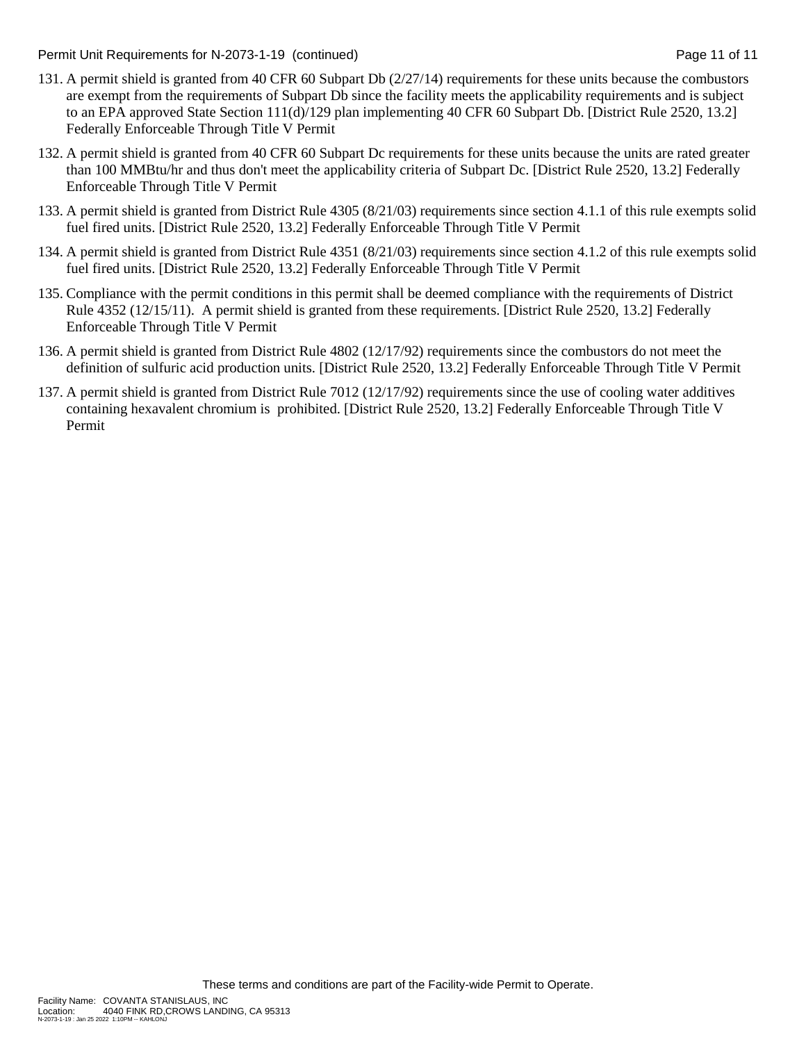131. A permit shield is granted from 40 CFR 60 Subpart Db (2/27/14) requirements for these units because the combustors are exempt from the requirements of Subpart Db since the facility meets the applicability requirements and is subject to an EPA approved State Section 111(d)/129 plan implementing 40 CFR 60 Subpart Db. [District Rule 2520, 13.2] Federally Enforceable Through Title V Permit

132. A permit shield is granted from 40 CFR 60 Subpart Dc requirements for these units because the units are rated greater than 100 MMBtu/hr and thus don't meet the applicability criteria of Subpart Dc. [District Rule 2520, 13.2] Federally Enforceable Through Title V Permit

133. A permit shield is granted from District Rule 4305 (8/21/03) requirements since section 4.1.1 of this rule exempts solid fuel fired units. [District Rule 2520, 13.2] Federally Enforceable Through Title V Permit

134. A permit shield is granted from District Rule 4351 (8/21/03) requirements since section 4.1.2 of this rule exempts solid fuel fired units. [District Rule 2520, 13.2] Federally Enforceable Through Title V Permit

135. Compliance with the permit conditions in this permit shall be deemed compliance with the requirements of District Rule 4352 (12/15/11). A permit shield is granted from these requirements. [District Rule 2520, 13.2] Federally Enforceable Through Title V Permit

136. A permit shield is granted from District Rule 4802 (12/17/92) requirements since the combustors do not meet the definition of sulfuric acid production units. [District Rule 2520, 13.2] Federally Enforceable Through Title V Permit

137. A permit shield is granted from District Rule 7012 (12/17/92) requirements since the use of cooling water additives containing hexavalent chromium is prohibited. [District Rule 2520, 13.2] Federally Enforceable Through Title V Permit

These terms and conditions are part of the Facility-wide Permit to Operate.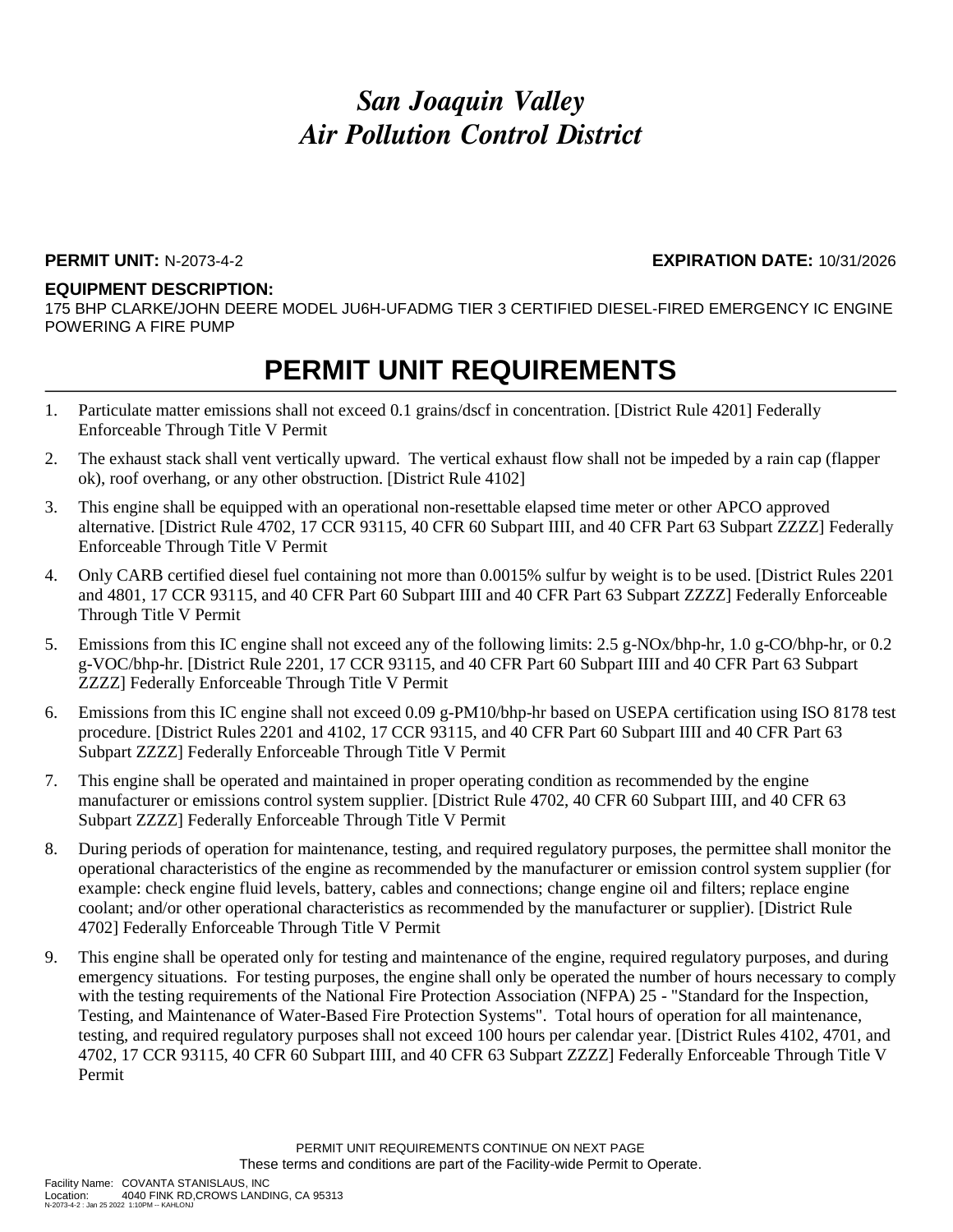# *San Joaquin Valley*
# *Air Pollution Control District*

**PERMIT UNIT:** N-2073-4-2 **EXPIRATION DATE:** 10/31/2026

**EQUIPMENT DESCRIPTION:**
175 BHP CLARKE/JOHN DEERE MODEL JU6H-UFADMG TIER 3 CERTIFIED DIESEL-FIRED EMERGENCY IC ENGINE POWERING A FIRE PUMP

## PERMIT UNIT REQUIREMENTS

1. Particulate matter emissions shall not exceed 0.1 grains/dscf in concentration. [District Rule 4201] Federally Enforceable Through Title V Permit
2. The exhaust stack shall vent vertically upward. The vertical exhaust flow shall not be impeded by a rain cap (flapper ok), roof overhang, or any other obstruction. [District Rule 4102]
3. This engine shall be equipped with an operational non-resettable elapsed time meter or other APCO approved alternative. [District Rule 4702, 17 CCR 93115, 40 CFR 60 Subpart IIII, and 40 CFR Part 63 Subpart ZZZZ] Federally Enforceable Through Title V Permit
4. Only CARB certified diesel fuel containing not more than 0.0015% sulfur by weight is to be used. [District Rules 2201 and 4801, 17 CCR 93115, and 40 CFR Part 60 Subpart IIII and 40 CFR Part 63 Subpart ZZZZ] Federally Enforceable Through Title V Permit
5. Emissions from this IC engine shall not exceed any of the following limits: 2.5 g-NOx/bhp-hr, 1.0 g-CO/bhp-hr, or 0.2 g-VOC/bhp-hr. [District Rule 2201, 17 CCR 93115, and 40 CFR Part 60 Subpart IIII and 40 CFR Part 63 Subpart ZZZZ] Federally Enforceable Through Title V Permit
6. Emissions from this IC engine shall not exceed 0.09 g-PM10/bhp-hr based on USEPA certification using ISO 8178 test procedure. [District Rules 2201 and 4102, 17 CCR 93115, and 40 CFR Part 60 Subpart IIII and 40 CFR Part 63 Subpart ZZZZ] Federally Enforceable Through Title V Permit
7. This engine shall be operated and maintained in proper operating condition as recommended by the engine manufacturer or emissions control system supplier. [District Rule 4702, 40 CFR 60 Subpart IIII, and 40 CFR 63 Subpart ZZZZ] Federally Enforceable Through Title V Permit
8. During periods of operation for maintenance, testing, and required regulatory purposes, the permittee shall monitor the operational characteristics of the engine as recommended by the manufacturer or emission control system supplier (for example: check engine fluid levels, battery, cables and connections; change engine oil and filters; replace engine coolant; and/or other operational characteristics as recommended by the manufacturer or supplier). [District Rule 4702] Federally Enforceable Through Title V Permit
9. This engine shall be operated only for testing and maintenance of the engine, required regulatory purposes, and during emergency situations. For testing purposes, the engine shall only be operated the number of hours necessary to comply with the testing requirements of the National Fire Protection Association (NFPA) 25 - "Standard for the Inspection, Testing, and Maintenance of Water-Based Fire Protection Systems". Total hours of operation for all maintenance, testing, and required regulatory purposes shall not exceed 100 hours per calendar year. [District Rules 4102, 4701, and 4702, 17 CCR 93115, 40 CFR 60 Subpart IIII, and 40 CFR 63 Subpart ZZZZ] Federally Enforceable Through Title V Permit

PERMIT UNIT REQUIREMENTS CONTINUE ON NEXT PAGE
These terms and conditions are part of the Facility-wide Permit to Operate.

Facility Name: COVANTA STANISLAUS, INC
Location: 4040 FINK RD,CROWS LANDING, CA 95313
N-2073-4-2 : Jan 25 2022 1:10PM -- KAHLONJ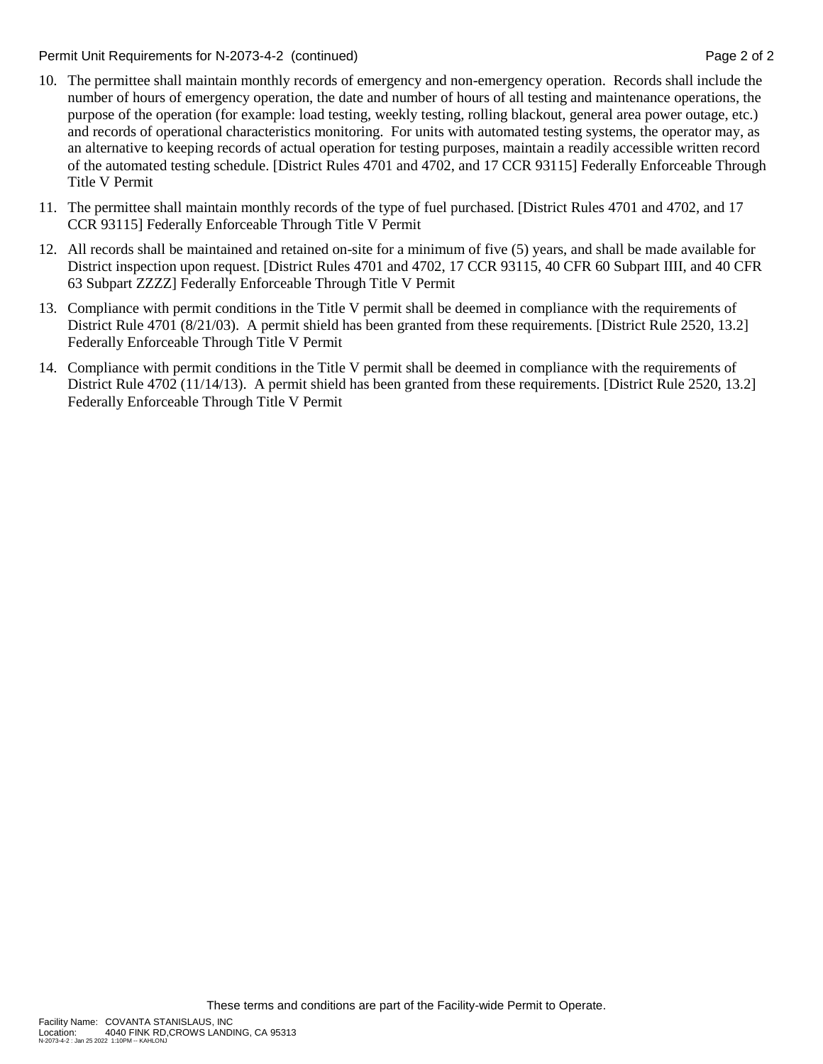10. The permittee shall maintain monthly records of emergency and non-emergency operation. Records shall include the number of hours of emergency operation, the date and number of hours of all testing and maintenance operations, the purpose of the operation (for example: load testing, weekly testing, rolling blackout, general area power outage, etc.) and records of operational characteristics monitoring. For units with automated testing systems, the operator may, as an alternative to keeping records of actual operation for testing purposes, maintain a readily accessible written record of the automated testing schedule. [District Rules 4701 and 4702, and 17 CCR 93115] Federally Enforceable Through Title V Permit

11. The permittee shall maintain monthly records of the type of fuel purchased. [District Rules 4701 and 4702, and 17 CCR 93115] Federally Enforceable Through Title V Permit

12. All records shall be maintained and retained on-site for a minimum of five (5) years, and shall be made available for District inspection upon request. [District Rules 4701 and 4702, 17 CCR 93115, 40 CFR 60 Subpart IIII, and 40 CFR 63 Subpart ZZZZ] Federally Enforceable Through Title V Permit

13. Compliance with permit conditions in the Title V permit shall be deemed in compliance with the requirements of District Rule 4701 (8/21/03). A permit shield has been granted from these requirements. [District Rule 2520, 13.2] Federally Enforceable Through Title V Permit

14. Compliance with permit conditions in the Title V permit shall be deemed in compliance with the requirements of District Rule 4702 (11/14/13). A permit shield has been granted from these requirements. [District Rule 2520, 13.2] Federally Enforceable Through Title V Permit

These terms and conditions are part of the Facility-wide Permit to Operate.